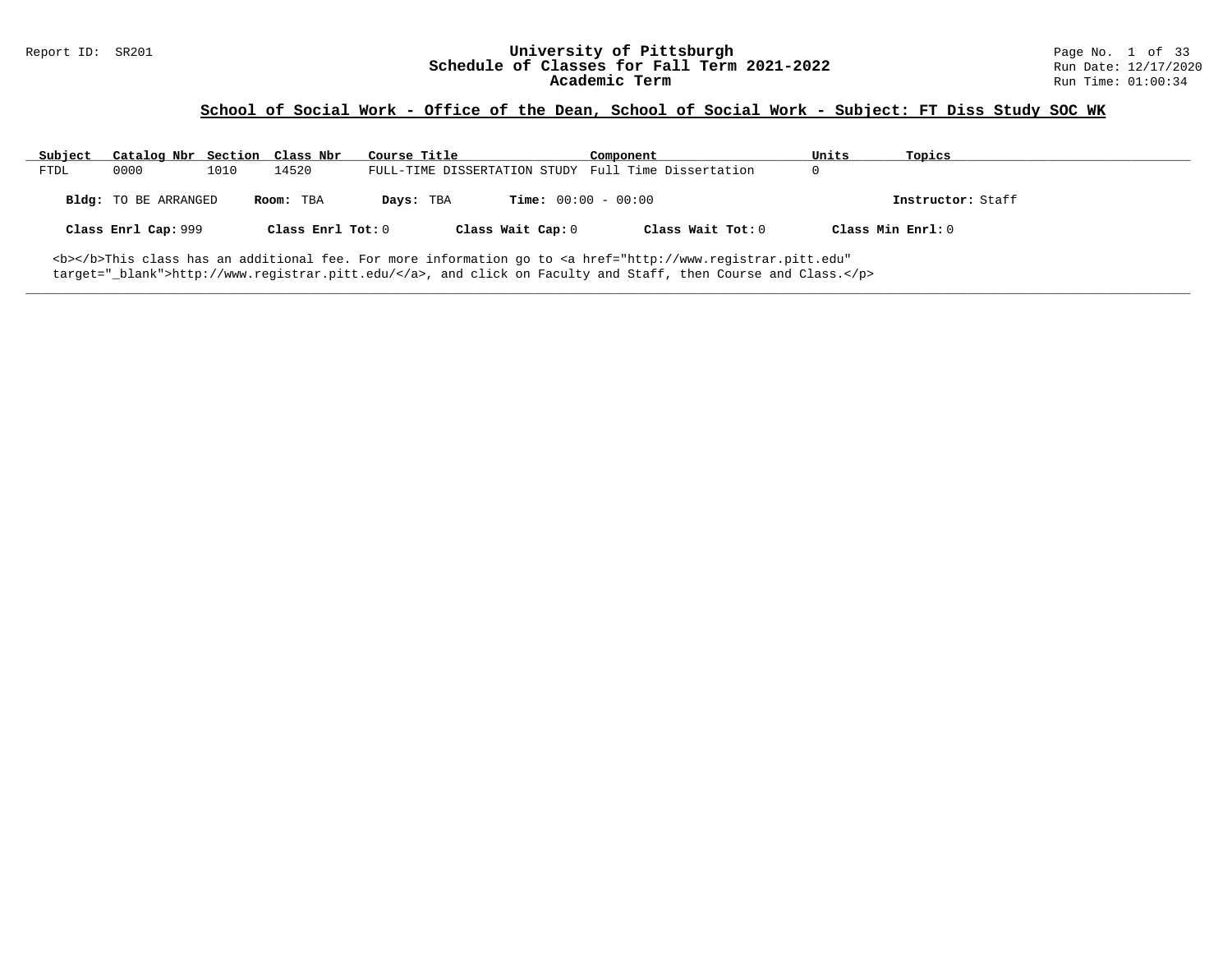Report ID: SR201

# University of Pittsburgh
## Schedule of Classes for Fall Term 2021-2022
### Academic Term

Run Date: 12/17/2020
Run Time: 01:00:34

## School of Social Work - Office of the Dean, School of Social Work - Subject: FT Diss Study SOC WK

| Subject | Catalog Nbr | Section | Class Nbr | Course Title | Component | Units | Topics |
|---|---|---|---|---|---|---|---|
| FTDL | 0000 | 1010 | 14520 | FULL-TIME DISSERTATION STUDY | Full Time Dissertation | 0 | |

**Bldg:** TO BE ARRANGED **Room:** TBA **Days:** TBA **Time:** 00:00 - 00:00 **Instructor:** Staff

**Class Enrl Cap:** 999 **Class Enrl Tot:** 0 **Class Wait Cap:** 0 **Class Wait Tot:** 0 **Class Min Enrl:** 0

<b></b>This class has an additional fee. For more information go to <a href="http://www.registrar.pitt.edu" target="_blank">http://www.registrar.pitt.edu/</a>, and click on Faculty and Staff, then Course and Class.</p>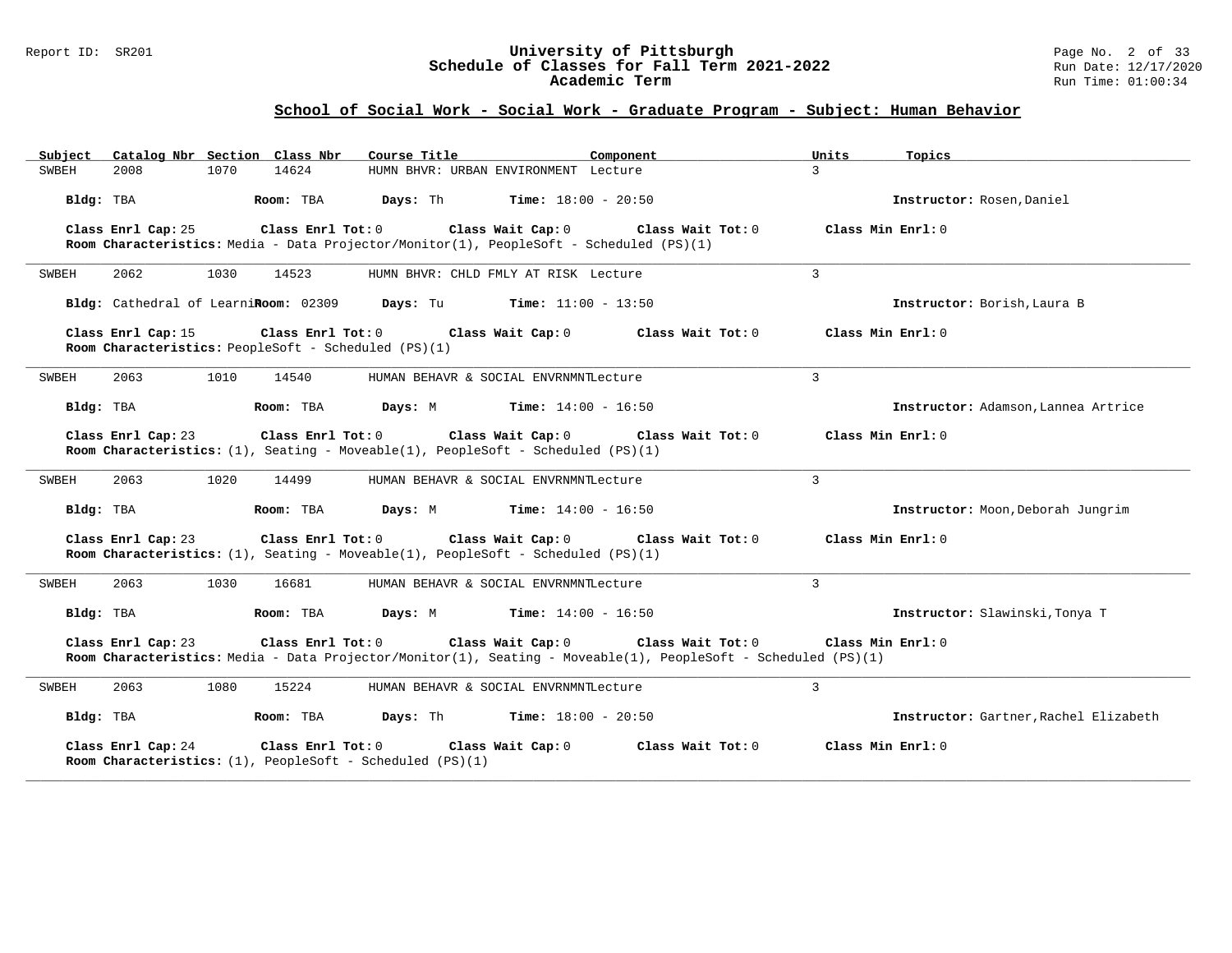## School of Social Work - Social Work - Graduate Program - Subject: Human Behavior

| Subject | Catalog Nbr | Section | Class Nbr | Course Title | Component | Units | Topics |
|---|---|---|---|---|---|---|---|
| SWBEH | 2008 | 1070 | 14624 | HUMN BHVR: URBAN ENVIRONMENT | Lecture | 3 | |

**Bldg:** TBA **Room:** TBA **Days:** Th **Time:** 18:00 - 20:50 **Instructor:** Rosen,Daniel

**Class Enrl Cap:** 25 **Class Enrl Tot:** 0 **Class Wait Cap:** 0 **Class Wait Tot:** 0 **Class Min Enrl:** 0

**Room Characteristics:** Media - Data Projector/Monitor(1), PeopleSoft - Scheduled (PS)(1)

---

| Subject | Catalog Nbr | Section | Class Nbr | Course Title | Component | Units | Topics |
|---|---|---|---|---|---|---|---|
| SWBEH | 2062 | 1030 | 14523 | HUMN BHVR: CHLD FMLY AT RISK | Lecture | 3 | |

**Bldg:** Cathedral of Learni **Room:** 02309 **Days:** Tu **Time:** 11:00 - 13:50 **Instructor:** Borish,Laura B

**Class Enrl Cap:** 15 **Class Enrl Tot:** 0 **Class Wait Cap:** 0 **Class Wait Tot:** 0 **Class Min Enrl:** 0

**Room Characteristics:** PeopleSoft - Scheduled (PS)(1)

---

| Subject | Catalog Nbr | Section | Class Nbr | Course Title | Component | Units | Topics |
|---|---|---|---|---|---|---|---|
| SWBEH | 2063 | 1010 | 14540 | HUMAN BEHAVR & SOCIAL ENVRNMNT | Lecture | 3 | |

**Bldg:** TBA **Room:** TBA **Days:** M **Time:** 14:00 - 16:50 **Instructor:** Adamson,Lannea Artrice

**Class Enrl Cap:** 23 **Class Enrl Tot:** 0 **Class Wait Cap:** 0 **Class Wait Tot:** 0 **Class Min Enrl:** 0

**Room Characteristics:** (1), Seating - Moveable(1), PeopleSoft - Scheduled (PS)(1)

---

| Subject | Catalog Nbr | Section | Class Nbr | Course Title | Component | Units | Topics |
|---|---|---|---|---|---|---|---|
| SWBEH | 2063 | 1020 | 14499 | HUMAN BEHAVR & SOCIAL ENVRNMNT | Lecture | 3 | |

**Bldg:** TBA **Room:** TBA **Days:** M **Time:** 14:00 - 16:50 **Instructor:** Moon,Deborah Jungrim

**Class Enrl Cap:** 23 **Class Enrl Tot:** 0 **Class Wait Cap:** 0 **Class Wait Tot:** 0 **Class Min Enrl:** 0

**Room Characteristics:** (1), Seating - Moveable(1), PeopleSoft - Scheduled (PS)(1)

---

| Subject | Catalog Nbr | Section | Class Nbr | Course Title | Component | Units | Topics |
|---|---|---|---|---|---|---|---|
| SWBEH | 2063 | 1030 | 16681 | HUMAN BEHAVR & SOCIAL ENVRNMNT | Lecture | 3 | |

**Bldg:** TBA **Room:** TBA **Days:** M **Time:** 14:00 - 16:50 **Instructor:** Slawinski,Tonya T

**Class Enrl Cap:** 23 **Class Enrl Tot:** 0 **Class Wait Cap:** 0 **Class Wait Tot:** 0 **Class Min Enrl:** 0

**Room Characteristics:** Media - Data Projector/Monitor(1), Seating - Moveable(1), PeopleSoft - Scheduled (PS)(1)

---

| Subject | Catalog Nbr | Section | Class Nbr | Course Title | Component | Units | Topics |
|---|---|---|---|---|---|---|---|
| SWBEH | 2063 | 1080 | 15224 | HUMAN BEHAVR & SOCIAL ENVRNMNT | Lecture | 3 | |

**Bldg:** TBA **Room:** TBA **Days:** Th **Time:** 18:00 - 20:50 **Instructor:** Gartner,Rachel Elizabeth

**Class Enrl Cap:** 24 **Class Enrl Tot:** 0 **Class Wait Cap:** 0 **Class Wait Tot:** 0 **Class Min Enrl:** 0

**Room Characteristics:** (1), PeopleSoft - Scheduled (PS)(1)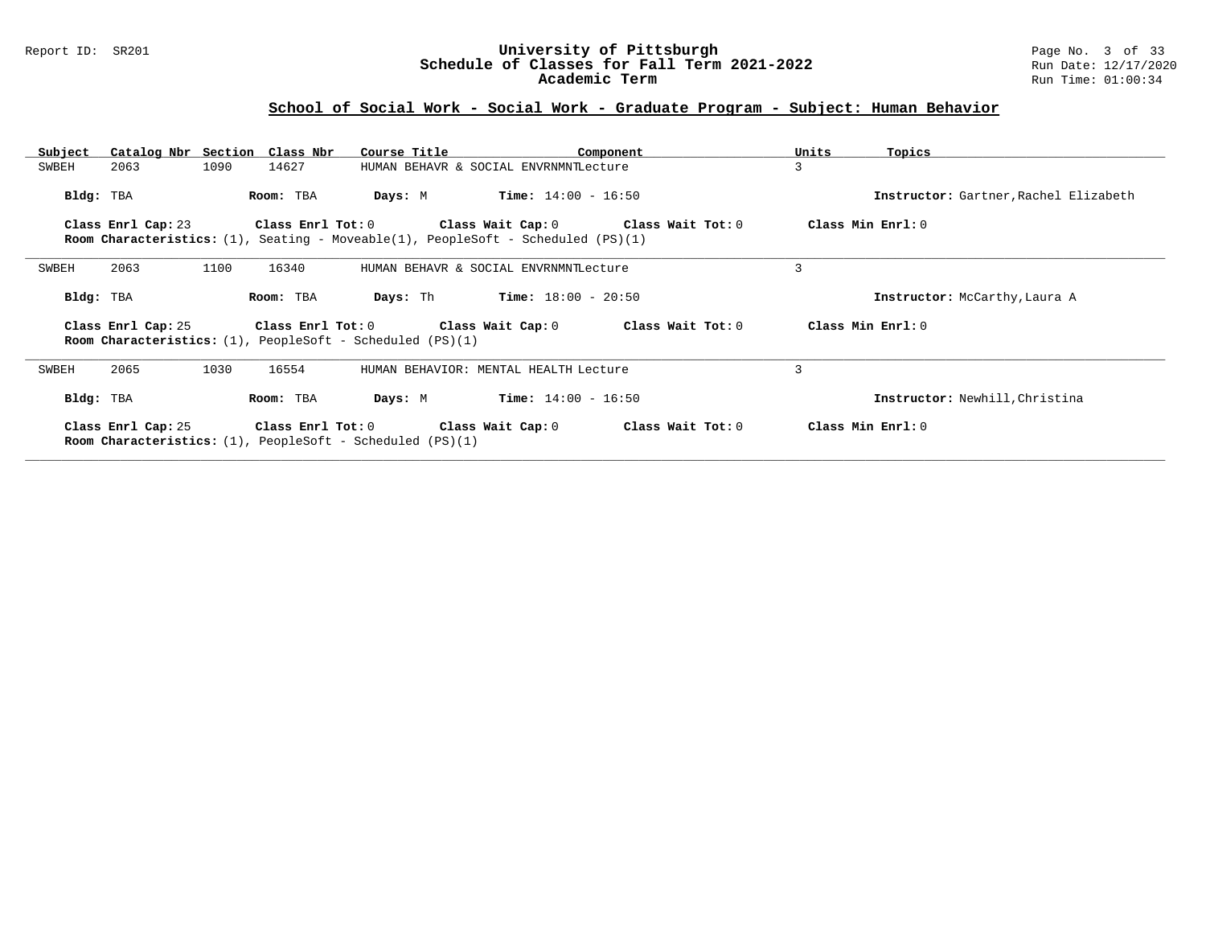## School of Social Work - Social Work - Graduate Program - Subject: Human Behavior

| Subject | Catalog Nbr | Section | Class Nbr | Course Title | Component | Units | Topics |
|---|---|---|---|---|---|---|---|
| SWBEH | 2063 | 1090 | 14627 | HUMAN BEHAVR & SOCIAL ENVRNMNT | Lecture | 3 | |

**Bldg:** TBA **Room:** TBA **Days:** M **Time:** 14:00 - 16:50 **Instructor:** Gartner,Rachel Elizabeth

**Class Enrl Cap:** 23 **Class Enrl Tot:** 0 **Class Wait Cap:** 0 **Class Wait Tot:** 0 **Class Min Enrl:** 0

**Room Characteristics:** (1), Seating - Moveable(1), PeopleSoft - Scheduled (PS)(1)

---

| Subject | Catalog Nbr | Section | Class Nbr | Course Title | Component | Units | Topics |
|---|---|---|---|---|---|---|---|
| SWBEH | 2063 | 1100 | 16340 | HUMAN BEHAVR & SOCIAL ENVRNMNT | Lecture | 3 | |

**Bldg:** TBA **Room:** TBA **Days:** Th **Time:** 18:00 - 20:50 **Instructor:** McCarthy,Laura A

**Class Enrl Cap:** 25 **Class Enrl Tot:** 0 **Class Wait Cap:** 0 **Class Wait Tot:** 0 **Class Min Enrl:** 0

**Room Characteristics:** (1), PeopleSoft - Scheduled (PS)(1)

---

| Subject | Catalog Nbr | Section | Class Nbr | Course Title | Component | Units | Topics |
|---|---|---|---|---|---|---|---|
| SWBEH | 2065 | 1030 | 16554 | HUMAN BEHAVIOR: MENTAL HEALTH | Lecture | 3 | |

**Bldg:** TBA **Room:** TBA **Days:** M **Time:** 14:00 - 16:50 **Instructor:** Newhill,Christina

**Class Enrl Cap:** 25 **Class Enrl Tot:** 0 **Class Wait Cap:** 0 **Class Wait Tot:** 0 **Class Min Enrl:** 0

**Room Characteristics:** (1), PeopleSoft - Scheduled (PS)(1)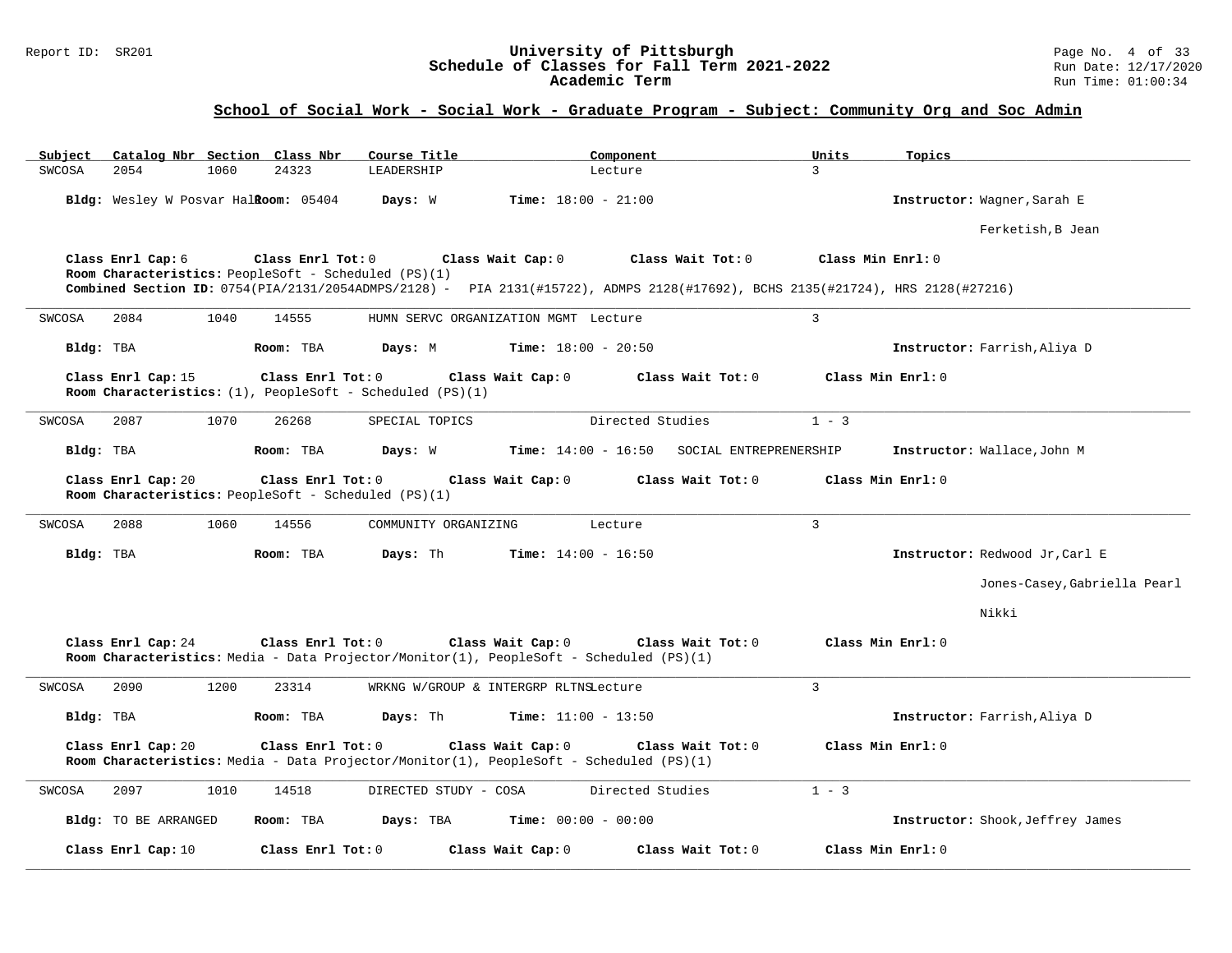## School of Social Work - Social Work - Graduate Program - Subject: Community Org and Soc Admin

| Subject | Catalog Nbr | Section | Class Nbr | Course Title | Component | Units | Topics |
|---|---|---|---|---|---|---|---|
| SWCOSA | 2054 | 1060 | 24323 | LEADERSHIP | Lecture | 3 | |

**Bldg:** Wesley W Posvar Hall **Room:** 05404 **Days:** W **Time:** 18:00 - 21:00 **Instructor:** Wagner,Sarah E; Ferketish,B Jean

**Class Enrl Cap:** 6 **Class Enrl Tot:** 0 **Class Wait Cap:** 0 **Class Wait Tot:** 0 **Class Min Enrl:** 0

**Room Characteristics:** PeopleSoft - Scheduled (PS)(1)

**Combined Section ID:** 0754(PIA/2131/2054ADMPS/2128) - PIA 2131(#15722), ADMPS 2128(#17692), BCHS 2135(#21724), HRS 2128(#27216)

---

| Subject | Catalog Nbr | Section | Class Nbr | Course Title | Component | Units | Topics |
|---|---|---|---|---|---|---|---|
| SWCOSA | 2084 | 1040 | 14555 | HUMN SERVC ORGANIZATION MGMT | Lecture | 3 | |

**Bldg:** TBA **Room:** TBA **Days:** M **Time:** 18:00 - 20:50 **Instructor:** Farrish,Aliya D

**Class Enrl Cap:** 15 **Class Enrl Tot:** 0 **Class Wait Cap:** 0 **Class Wait Tot:** 0 **Class Min Enrl:** 0

**Room Characteristics:** (1), PeopleSoft - Scheduled (PS)(1)

---

| Subject | Catalog Nbr | Section | Class Nbr | Course Title | Component | Units | Topics |
|---|---|---|---|---|---|---|---|
| SWCOSA | 2087 | 1070 | 26268 | SPECIAL TOPICS | Directed Studies | 1 - 3 | |

**Bldg:** TBA **Room:** TBA **Days:** W **Time:** 14:00 - 16:50 SOCIAL ENTREPRENERSHIP **Instructor:** Wallace,John M

**Class Enrl Cap:** 20 **Class Enrl Tot:** 0 **Class Wait Cap:** 0 **Class Wait Tot:** 0 **Class Min Enrl:** 0

**Room Characteristics:** PeopleSoft - Scheduled (PS)(1)

---

| Subject | Catalog Nbr | Section | Class Nbr | Course Title | Component | Units | Topics |
|---|---|---|---|---|---|---|---|
| SWCOSA | 2088 | 1060 | 14556 | COMMUNITY ORGANIZING | Lecture | 3 | |

**Bldg:** TBA **Room:** TBA **Days:** Th **Time:** 14:00 - 16:50 **Instructor:** Redwood Jr,Carl E; Jones-Casey,Gabriella Pearl; Nikki

**Class Enrl Cap:** 24 **Class Enrl Tot:** 0 **Class Wait Cap:** 0 **Class Wait Tot:** 0 **Class Min Enrl:** 0

**Room Characteristics:** Media - Data Projector/Monitor(1), PeopleSoft - Scheduled (PS)(1)

---

| Subject | Catalog Nbr | Section | Class Nbr | Course Title | Component | Units | Topics |
|---|---|---|---|---|---|---|---|
| SWCOSA | 2090 | 1200 | 23314 | WRKNG W/GROUP & INTERGRP RLTNS | Lecture | 3 | |

**Bldg:** TBA **Room:** TBA **Days:** Th **Time:** 11:00 - 13:50 **Instructor:** Farrish,Aliya D

**Class Enrl Cap:** 20 **Class Enrl Tot:** 0 **Class Wait Cap:** 0 **Class Wait Tot:** 0 **Class Min Enrl:** 0

**Room Characteristics:** Media - Data Projector/Monitor(1), PeopleSoft - Scheduled (PS)(1)

---

| Subject | Catalog Nbr | Section | Class Nbr | Course Title | Component | Units | Topics |
|---|---|---|---|---|---|---|---|
| SWCOSA | 2097 | 1010 | 14518 | DIRECTED STUDY - COSA | Directed Studies | 1 - 3 | |

**Bldg:** TO BE ARRANGED **Room:** TBA **Days:** TBA **Time:** 00:00 - 00:00 **Instructor:** Shook,Jeffrey James

**Class Enrl Cap:** 10 **Class Enrl Tot:** 0 **Class Wait Cap:** 0 **Class Wait Tot:** 0 **Class Min Enrl:** 0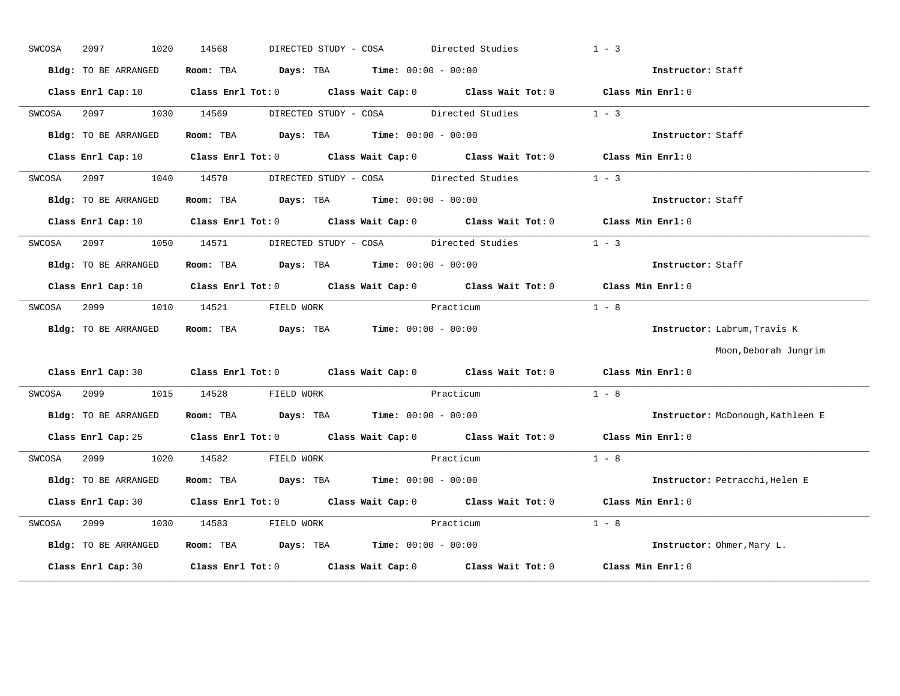SWCOSA 2097 1020 14568 DIRECTED STUDY - COSA Directed Studies 1 - 3

**Bldg:** TO BE ARRANGED **Room:** TBA **Days:** TBA **Time:** 00:00 - 00:00 **Instructor:** Staff

**Class Enrl Cap:** 10 **Class Enrl Tot:** 0 **Class Wait Cap:** 0 **Class Wait Tot:** 0 **Class Min Enrl:** 0

---

SWCOSA 2097 1030 14569 DIRECTED STUDY - COSA Directed Studies 1 - 3

**Bldg:** TO BE ARRANGED **Room:** TBA **Days:** TBA **Time:** 00:00 - 00:00 **Instructor:** Staff

**Class Enrl Cap:** 10 **Class Enrl Tot:** 0 **Class Wait Cap:** 0 **Class Wait Tot:** 0 **Class Min Enrl:** 0

---

SWCOSA 2097 1040 14570 DIRECTED STUDY - COSA Directed Studies 1 - 3

**Bldg:** TO BE ARRANGED **Room:** TBA **Days:** TBA **Time:** 00:00 - 00:00 **Instructor:** Staff

**Class Enrl Cap:** 10 **Class Enrl Tot:** 0 **Class Wait Cap:** 0 **Class Wait Tot:** 0 **Class Min Enrl:** 0

---

SWCOSA 2097 1050 14571 DIRECTED STUDY - COSA Directed Studies 1 - 3

**Bldg:** TO BE ARRANGED **Room:** TBA **Days:** TBA **Time:** 00:00 - 00:00 **Instructor:** Staff

**Class Enrl Cap:** 10 **Class Enrl Tot:** 0 **Class Wait Cap:** 0 **Class Wait Tot:** 0 **Class Min Enrl:** 0

---

SWCOSA 2099 1010 14521 FIELD WORK Practicum 1 - 8

**Bldg:** TO BE ARRANGED **Room:** TBA **Days:** TBA **Time:** 00:00 - 00:00 **Instructor:** Labrum,Travis K

Moon,Deborah Jungrim

**Class Enrl Cap:** 30 **Class Enrl Tot:** 0 **Class Wait Cap:** 0 **Class Wait Tot:** 0 **Class Min Enrl:** 0

---

SWCOSA 2099 1015 14528 FIELD WORK Practicum 1 - 8

**Bldg:** TO BE ARRANGED **Room:** TBA **Days:** TBA **Time:** 00:00 - 00:00 **Instructor:** McDonough,Kathleen E

**Class Enrl Cap:** 25 **Class Enrl Tot:** 0 **Class Wait Cap:** 0 **Class Wait Tot:** 0 **Class Min Enrl:** 0

---

SWCOSA 2099 1020 14582 FIELD WORK Practicum 1 - 8

**Bldg:** TO BE ARRANGED **Room:** TBA **Days:** TBA **Time:** 00:00 - 00:00 **Instructor:** Petracchi,Helen E

**Class Enrl Cap:** 30 **Class Enrl Tot:** 0 **Class Wait Cap:** 0 **Class Wait Tot:** 0 **Class Min Enrl:** 0

---

SWCOSA 2099 1030 14583 FIELD WORK Practicum 1 - 8

**Bldg:** TO BE ARRANGED **Room:** TBA **Days:** TBA **Time:** 00:00 - 00:00 **Instructor:** Ohmer,Mary L.

**Class Enrl Cap:** 30 **Class Enrl Tot:** 0 **Class Wait Cap:** 0 **Class Wait Tot:** 0 **Class Min Enrl:** 0

---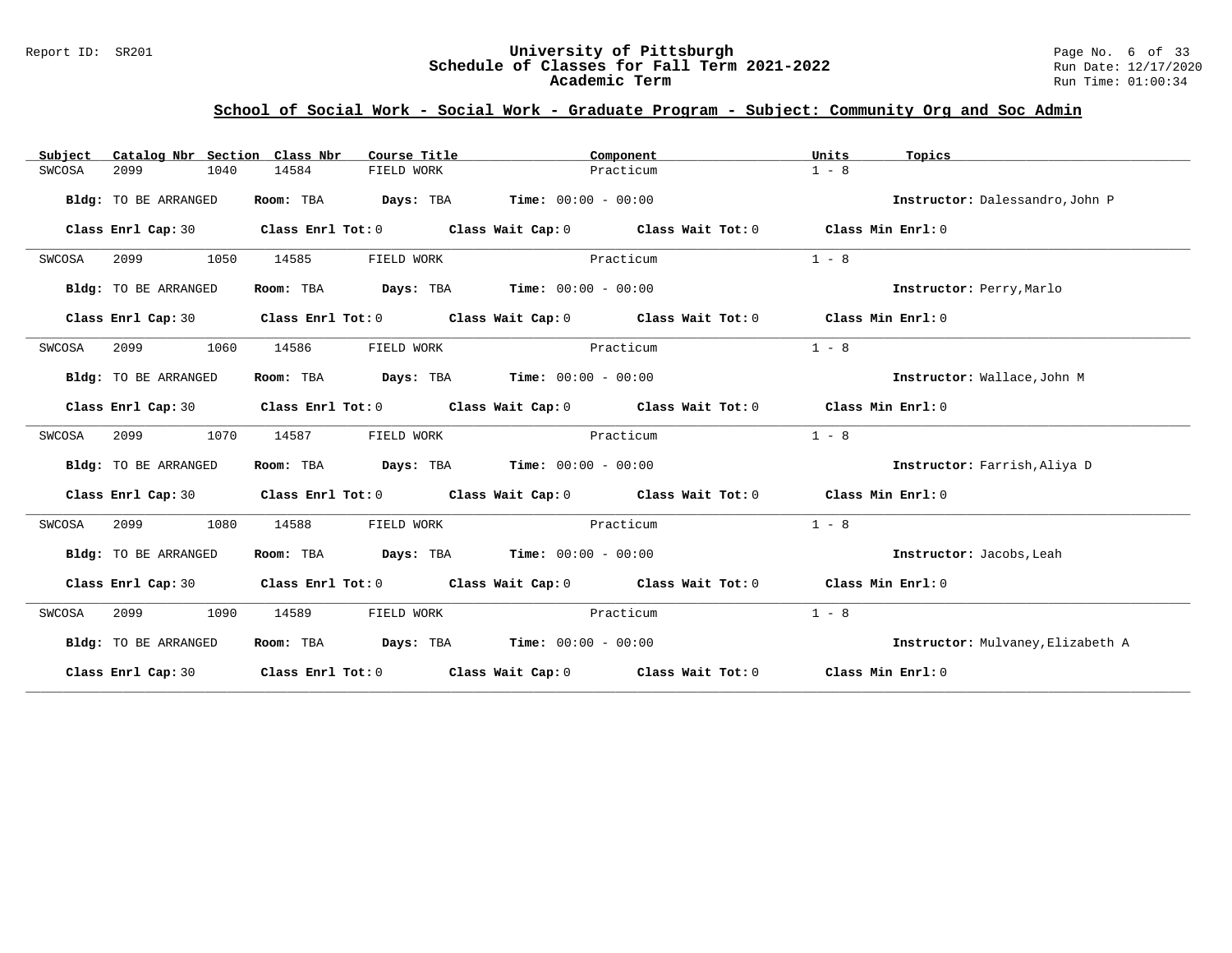## School of Social Work - Social Work - Graduate Program - Subject: Community Org and Soc Admin

| Subject | Catalog Nbr | Section | Class Nbr | Course Title | Component | Units | Topics |
|---|---|---|---|---|---|---|---|
| SWCOSA | 2099 | 1040 | 14584 | FIELD WORK | Practicum | 1 - 8 | |

**Bldg:** TO BE ARRANGED **Room:** TBA **Days:** TBA **Time:** 00:00 - 00:00 **Instructor:** Dalessandro,John P

**Class Enrl Cap:** 30 **Class Enrl Tot:** 0 **Class Wait Cap:** 0 **Class Wait Tot:** 0 **Class Min Enrl:** 0

---

| Subject | Catalog Nbr | Section | Class Nbr | Course Title | Component | Units | Topics |
|---|---|---|---|---|---|---|---|
| SWCOSA | 2099 | 1050 | 14585 | FIELD WORK | Practicum | 1 - 8 | |

**Bldg:** TO BE ARRANGED **Room:** TBA **Days:** TBA **Time:** 00:00 - 00:00 **Instructor:** Perry,Marlo

**Class Enrl Cap:** 30 **Class Enrl Tot:** 0 **Class Wait Cap:** 0 **Class Wait Tot:** 0 **Class Min Enrl:** 0

---

| Subject | Catalog Nbr | Section | Class Nbr | Course Title | Component | Units | Topics |
|---|---|---|---|---|---|---|---|
| SWCOSA | 2099 | 1060 | 14586 | FIELD WORK | Practicum | 1 - 8 | |

**Bldg:** TO BE ARRANGED **Room:** TBA **Days:** TBA **Time:** 00:00 - 00:00 **Instructor:** Wallace,John M

**Class Enrl Cap:** 30 **Class Enrl Tot:** 0 **Class Wait Cap:** 0 **Class Wait Tot:** 0 **Class Min Enrl:** 0

---

| Subject | Catalog Nbr | Section | Class Nbr | Course Title | Component | Units | Topics |
|---|---|---|---|---|---|---|---|
| SWCOSA | 2099 | 1070 | 14587 | FIELD WORK | Practicum | 1 - 8 | |

**Bldg:** TO BE ARRANGED **Room:** TBA **Days:** TBA **Time:** 00:00 - 00:00 **Instructor:** Farrish,Aliya D

**Class Enrl Cap:** 30 **Class Enrl Tot:** 0 **Class Wait Cap:** 0 **Class Wait Tot:** 0 **Class Min Enrl:** 0

---

| Subject | Catalog Nbr | Section | Class Nbr | Course Title | Component | Units | Topics |
|---|---|---|---|---|---|---|---|
| SWCOSA | 2099 | 1080 | 14588 | FIELD WORK | Practicum | 1 - 8 | |

**Bldg:** TO BE ARRANGED **Room:** TBA **Days:** TBA **Time:** 00:00 - 00:00 **Instructor:** Jacobs,Leah

**Class Enrl Cap:** 30 **Class Enrl Tot:** 0 **Class Wait Cap:** 0 **Class Wait Tot:** 0 **Class Min Enrl:** 0

---

| Subject | Catalog Nbr | Section | Class Nbr | Course Title | Component | Units | Topics |
|---|---|---|---|---|---|---|---|
| SWCOSA | 2099 | 1090 | 14589 | FIELD WORK | Practicum | 1 - 8 | |

**Bldg:** TO BE ARRANGED **Room:** TBA **Days:** TBA **Time:** 00:00 - 00:00 **Instructor:** Mulvaney,Elizabeth A

**Class Enrl Cap:** 30 **Class Enrl Tot:** 0 **Class Wait Cap:** 0 **Class Wait Tot:** 0 **Class Min Enrl:** 0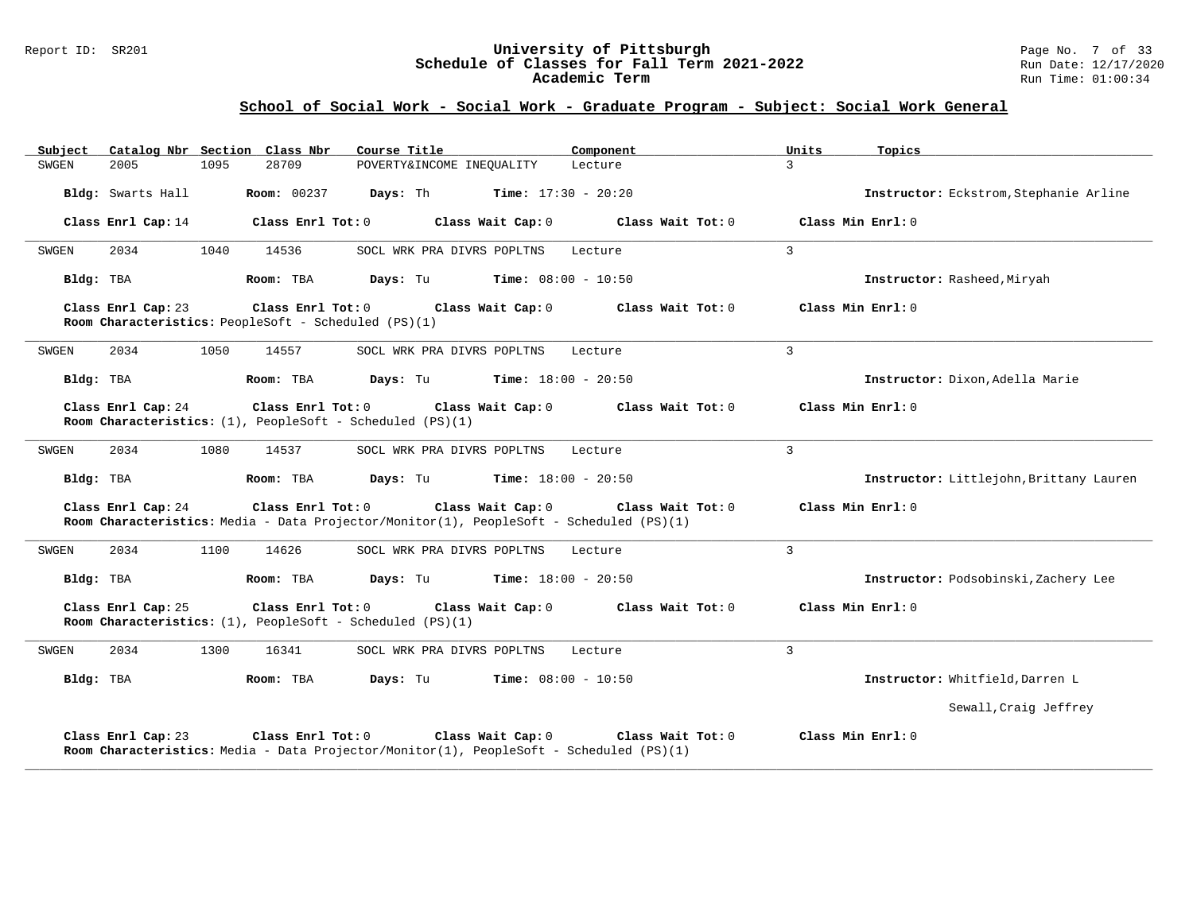## School of Social Work - Social Work - Graduate Program - Subject: Social Work General

| Subject | Catalog Nbr | Section | Class Nbr | Course Title | Component | Units | Topics |
|---|---|---|---|---|---|---|---|
| SWGEN | 2005 | 1095 | 28709 | POVERTY&INCOME INEQUALITY | Lecture | 3 | |

**Bldg:** Swarts Hall **Room:** 00237 **Days:** Th **Time:** 17:30 - 20:20 **Instructor:** Eckstrom,Stephanie Arline

**Class Enrl Cap:** 14 **Class Enrl Tot:** 0 **Class Wait Cap:** 0 **Class Wait Tot:** 0 **Class Min Enrl:** 0

---

| Subject | Catalog Nbr | Section | Class Nbr | Course Title | Component | Units | Topics |
|---|---|---|---|---|---|---|---|
| SWGEN | 2034 | 1040 | 14536 | SOCL WRK PRA DIVRS POPLTNS | Lecture | 3 | |

**Bldg:** TBA **Room:** TBA **Days:** Tu **Time:** 08:00 - 10:50 **Instructor:** Rasheed,Miryah

**Class Enrl Cap:** 23 **Class Enrl Tot:** 0 **Class Wait Cap:** 0 **Class Wait Tot:** 0 **Class Min Enrl:** 0

**Room Characteristics:** PeopleSoft - Scheduled (PS)(1)

---

| Subject | Catalog Nbr | Section | Class Nbr | Course Title | Component | Units | Topics |
|---|---|---|---|---|---|---|---|
| SWGEN | 2034 | 1050 | 14557 | SOCL WRK PRA DIVRS POPLTNS | Lecture | 3 | |

**Bldg:** TBA **Room:** TBA **Days:** Tu **Time:** 18:00 - 20:50 **Instructor:** Dixon,Adella Marie

**Class Enrl Cap:** 24 **Class Enrl Tot:** 0 **Class Wait Cap:** 0 **Class Wait Tot:** 0 **Class Min Enrl:** 0

**Room Characteristics:** (1), PeopleSoft - Scheduled (PS)(1)

---

| Subject | Catalog Nbr | Section | Class Nbr | Course Title | Component | Units | Topics |
|---|---|---|---|---|---|---|---|
| SWGEN | 2034 | 1080 | 14537 | SOCL WRK PRA DIVRS POPLTNS | Lecture | 3 | |

**Bldg:** TBA **Room:** TBA **Days:** Tu **Time:** 18:00 - 20:50 **Instructor:** Littlejohn,Brittany Lauren

**Class Enrl Cap:** 24 **Class Enrl Tot:** 0 **Class Wait Cap:** 0 **Class Wait Tot:** 0 **Class Min Enrl:** 0

**Room Characteristics:** Media - Data Projector/Monitor(1), PeopleSoft - Scheduled (PS)(1)

---

| Subject | Catalog Nbr | Section | Class Nbr | Course Title | Component | Units | Topics |
|---|---|---|---|---|---|---|---|
| SWGEN | 2034 | 1100 | 14626 | SOCL WRK PRA DIVRS POPLTNS | Lecture | 3 | |

**Bldg:** TBA **Room:** TBA **Days:** Tu **Time:** 18:00 - 20:50 **Instructor:** Podsobinski,Zachery Lee

**Class Enrl Cap:** 25 **Class Enrl Tot:** 0 **Class Wait Cap:** 0 **Class Wait Tot:** 0 **Class Min Enrl:** 0

**Room Characteristics:** (1), PeopleSoft - Scheduled (PS)(1)

---

| Subject | Catalog Nbr | Section | Class Nbr | Course Title | Component | Units | Topics |
|---|---|---|---|---|---|---|---|
| SWGEN | 2034 | 1300 | 16341 | SOCL WRK PRA DIVRS POPLTNS | Lecture | 3 | |

**Bldg:** TBA **Room:** TBA **Days:** Tu **Time:** 08:00 - 10:50 **Instructor:** Whitfield,Darren L

Sewall,Craig Jeffrey

**Class Enrl Cap:** 23 **Class Enrl Tot:** 0 **Class Wait Cap:** 0 **Class Wait Tot:** 0 **Class Min Enrl:** 0

**Room Characteristics:** Media - Data Projector/Monitor(1), PeopleSoft - Scheduled (PS)(1)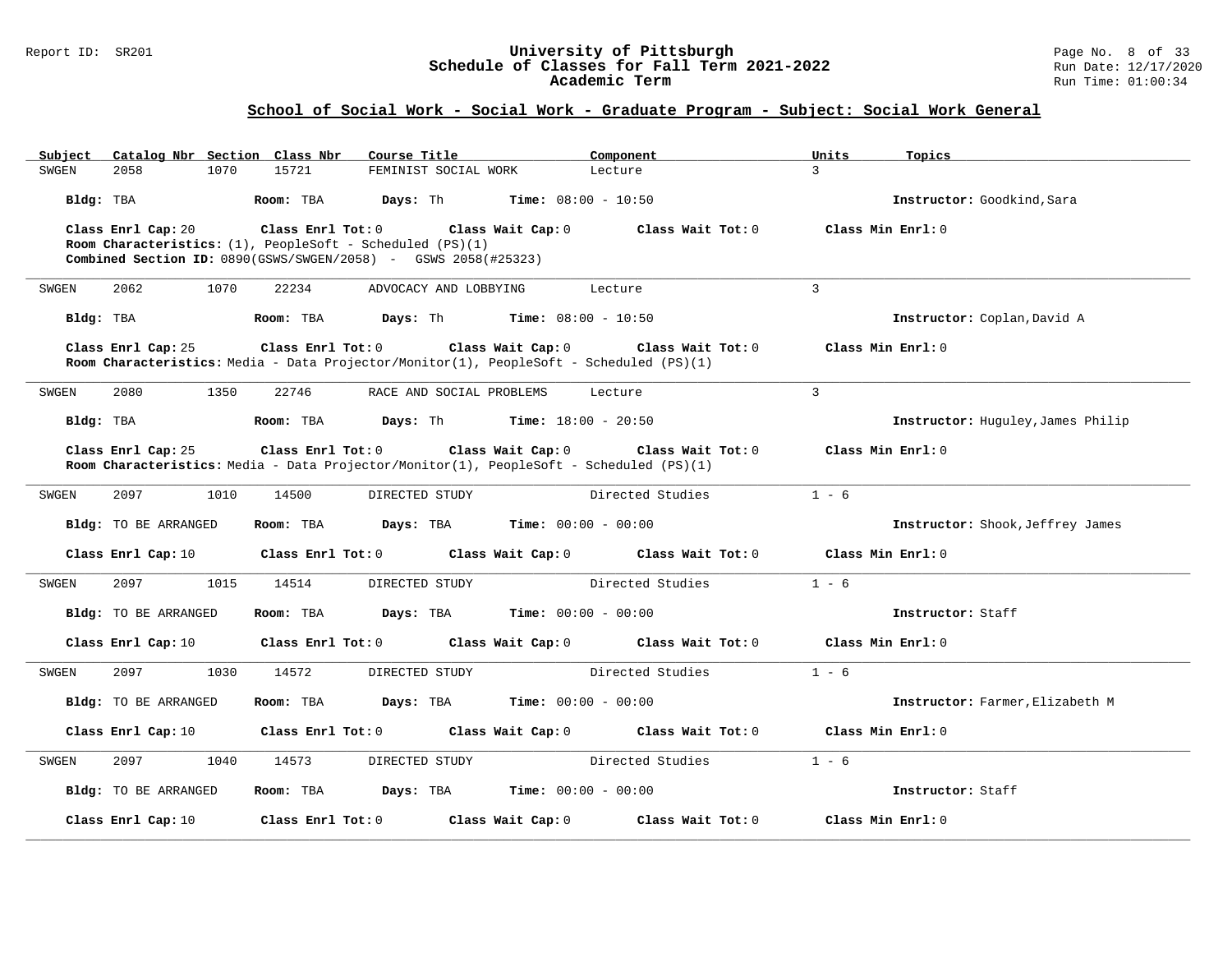## School of Social Work - Social Work - Graduate Program - Subject: Social Work General

| Subject | Catalog Nbr | Section | Class Nbr | Course Title | Component | Units | Topics |
|---|---|---|---|---|---|---|---|
| SWGEN | 2058 | 1070 | 15721 | FEMINIST SOCIAL WORK | Lecture | 3 | |

**Bldg:** TBA **Room:** TBA **Days:** Th **Time:** 08:00 - 10:50 **Instructor:** Goodkind,Sara

**Class Enrl Cap:** 20 **Class Enrl Tot:** 0 **Class Wait Cap:** 0 **Class Wait Tot:** 0 **Class Min Enrl:** 0
**Room Characteristics:** (1), PeopleSoft - Scheduled (PS)(1)
**Combined Section ID:** 0890(GSWS/SWGEN/2058) - GSWS 2058(#25323)

---

| Subject | Catalog Nbr | Section | Class Nbr | Course Title | Component | Units | Topics |
|---|---|---|---|---|---|---|---|
| SWGEN | 2062 | 1070 | 22234 | ADVOCACY AND LOBBYING | Lecture | 3 | |

**Bldg:** TBA **Room:** TBA **Days:** Th **Time:** 08:00 - 10:50 **Instructor:** Coplan,David A

**Class Enrl Cap:** 25 **Class Enrl Tot:** 0 **Class Wait Cap:** 0 **Class Wait Tot:** 0 **Class Min Enrl:** 0
**Room Characteristics:** Media - Data Projector/Monitor(1), PeopleSoft - Scheduled (PS)(1)

---

| Subject | Catalog Nbr | Section | Class Nbr | Course Title | Component | Units | Topics |
|---|---|---|---|---|---|---|---|
| SWGEN | 2080 | 1350 | 22746 | RACE AND SOCIAL PROBLEMS | Lecture | 3 | |

**Bldg:** TBA **Room:** TBA **Days:** Th **Time:** 18:00 - 20:50 **Instructor:** Huguley,James Philip

**Class Enrl Cap:** 25 **Class Enrl Tot:** 0 **Class Wait Cap:** 0 **Class Wait Tot:** 0 **Class Min Enrl:** 0
**Room Characteristics:** Media - Data Projector/Monitor(1), PeopleSoft - Scheduled (PS)(1)

---

| Subject | Catalog Nbr | Section | Class Nbr | Course Title | Component | Units | Topics |
|---|---|---|---|---|---|---|---|
| SWGEN | 2097 | 1010 | 14500 | DIRECTED STUDY | Directed Studies | 1 - 6 | |

**Bldg:** TO BE ARRANGED **Room:** TBA **Days:** TBA **Time:** 00:00 - 00:00 **Instructor:** Shook,Jeffrey James

**Class Enrl Cap:** 10 **Class Enrl Tot:** 0 **Class Wait Cap:** 0 **Class Wait Tot:** 0 **Class Min Enrl:** 0

---

| Subject | Catalog Nbr | Section | Class Nbr | Course Title | Component | Units | Topics |
|---|---|---|---|---|---|---|---|
| SWGEN | 2097 | 1015 | 14514 | DIRECTED STUDY | Directed Studies | 1 - 6 | |

**Bldg:** TO BE ARRANGED **Room:** TBA **Days:** TBA **Time:** 00:00 - 00:00 **Instructor:** Staff

**Class Enrl Cap:** 10 **Class Enrl Tot:** 0 **Class Wait Cap:** 0 **Class Wait Tot:** 0 **Class Min Enrl:** 0

---

| Subject | Catalog Nbr | Section | Class Nbr | Course Title | Component | Units | Topics |
|---|---|---|---|---|---|---|---|
| SWGEN | 2097 | 1030 | 14572 | DIRECTED STUDY | Directed Studies | 1 - 6 | |

**Bldg:** TO BE ARRANGED **Room:** TBA **Days:** TBA **Time:** 00:00 - 00:00 **Instructor:** Farmer,Elizabeth M

**Class Enrl Cap:** 10 **Class Enrl Tot:** 0 **Class Wait Cap:** 0 **Class Wait Tot:** 0 **Class Min Enrl:** 0

---

| Subject | Catalog Nbr | Section | Class Nbr | Course Title | Component | Units | Topics |
|---|---|---|---|---|---|---|---|
| SWGEN | 2097 | 1040 | 14573 | DIRECTED STUDY | Directed Studies | 1 - 6 | |

**Bldg:** TO BE ARRANGED **Room:** TBA **Days:** TBA **Time:** 00:00 - 00:00 **Instructor:** Staff

**Class Enrl Cap:** 10 **Class Enrl Tot:** 0 **Class Wait Cap:** 0 **Class Wait Tot:** 0 **Class Min Enrl:** 0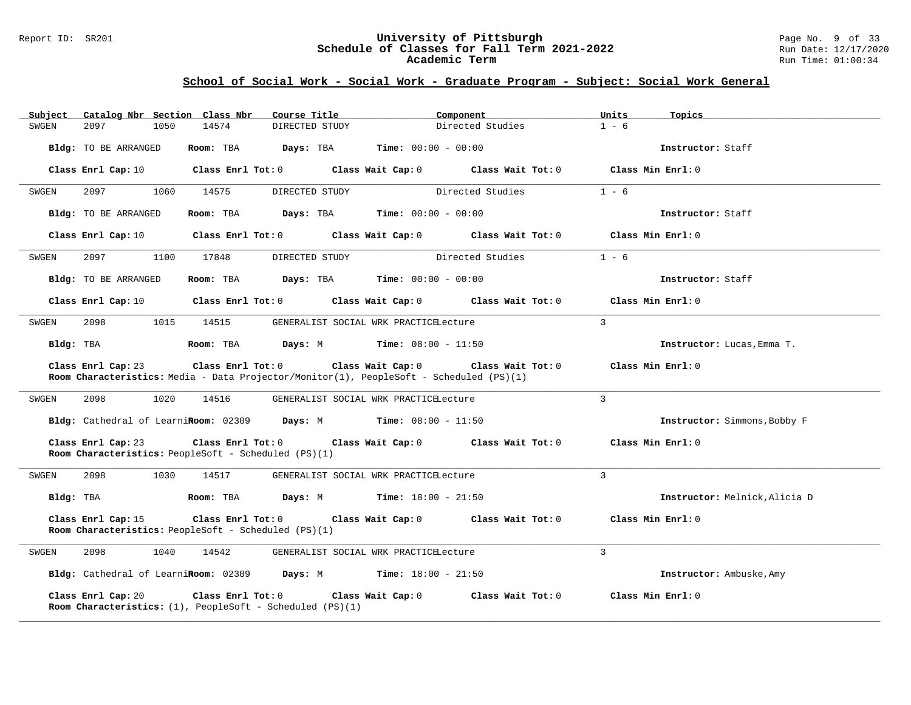## School of Social Work - Social Work - Graduate Program - Subject: Social Work General

| Subject | Catalog Nbr | Section | Class Nbr | Course Title | Component | Units | Topics |
|---|---|---|---|---|---|---|---|
| SWGEN | 2097 | 1050 | 14574 | DIRECTED STUDY | Directed Studies | 1 - 6 | |

**Bldg:** TO BE ARRANGED **Room:** TBA **Days:** TBA **Time:** 00:00 - 00:00 **Instructor:** Staff

**Class Enrl Cap:** 10 **Class Enrl Tot:** 0 **Class Wait Cap:** 0 **Class Wait Tot:** 0 **Class Min Enrl:** 0

---

| Subject | Catalog Nbr | Section | Class Nbr | Course Title | Component | Units | Topics |
|---|---|---|---|---|---|---|---|
| SWGEN | 2097 | 1060 | 14575 | DIRECTED STUDY | Directed Studies | 1 - 6 | |

**Bldg:** TO BE ARRANGED **Room:** TBA **Days:** TBA **Time:** 00:00 - 00:00 **Instructor:** Staff

**Class Enrl Cap:** 10 **Class Enrl Tot:** 0 **Class Wait Cap:** 0 **Class Wait Tot:** 0 **Class Min Enrl:** 0

---

| Subject | Catalog Nbr | Section | Class Nbr | Course Title | Component | Units | Topics |
|---|---|---|---|---|---|---|---|
| SWGEN | 2097 | 1100 | 17848 | DIRECTED STUDY | Directed Studies | 1 - 6 | |

**Bldg:** TO BE ARRANGED **Room:** TBA **Days:** TBA **Time:** 00:00 - 00:00 **Instructor:** Staff

**Class Enrl Cap:** 10 **Class Enrl Tot:** 0 **Class Wait Cap:** 0 **Class Wait Tot:** 0 **Class Min Enrl:** 0

---

| Subject | Catalog Nbr | Section | Class Nbr | Course Title | Component | Units | Topics |
|---|---|---|---|---|---|---|---|
| SWGEN | 2098 | 1015 | 14515 | GENERALIST SOCIAL WRK PRACTICE | Lecture | 3 | |

**Bldg:** TBA **Room:** TBA **Days:** M **Time:** 08:00 - 11:50 **Instructor:** Lucas,Emma T.

**Class Enrl Cap:** 23 **Class Enrl Tot:** 0 **Class Wait Cap:** 0 **Class Wait Tot:** 0 **Class Min Enrl:** 0

**Room Characteristics:** Media - Data Projector/Monitor(1), PeopleSoft - Scheduled (PS)(1)

---

| Subject | Catalog Nbr | Section | Class Nbr | Course Title | Component | Units | Topics |
|---|---|---|---|---|---|---|---|
| SWGEN | 2098 | 1020 | 14516 | GENERALIST SOCIAL WRK PRACTICE | Lecture | 3 | |

**Bldg:** Cathedral of Learni **Room:** 02309 **Days:** M **Time:** 08:00 - 11:50 **Instructor:** Simmons,Bobby F

**Class Enrl Cap:** 23 **Class Enrl Tot:** 0 **Class Wait Cap:** 0 **Class Wait Tot:** 0 **Class Min Enrl:** 0

**Room Characteristics:** PeopleSoft - Scheduled (PS)(1)

---

| Subject | Catalog Nbr | Section | Class Nbr | Course Title | Component | Units | Topics |
|---|---|---|---|---|---|---|---|
| SWGEN | 2098 | 1030 | 14517 | GENERALIST SOCIAL WRK PRACTICE | Lecture | 3 | |

**Bldg:** TBA **Room:** TBA **Days:** M **Time:** 18:00 - 21:50 **Instructor:** Melnick,Alicia D

**Class Enrl Cap:** 15 **Class Enrl Tot:** 0 **Class Wait Cap:** 0 **Class Wait Tot:** 0 **Class Min Enrl:** 0

**Room Characteristics:** PeopleSoft - Scheduled (PS)(1)

---

| Subject | Catalog Nbr | Section | Class Nbr | Course Title | Component | Units | Topics |
|---|---|---|---|---|---|---|---|
| SWGEN | 2098 | 1040 | 14542 | GENERALIST SOCIAL WRK PRACTICE | Lecture | 3 | |

**Bldg:** Cathedral of Learni **Room:** 02309 **Days:** M **Time:** 18:00 - 21:50 **Instructor:** Ambuske,Amy

**Class Enrl Cap:** 20 **Class Enrl Tot:** 0 **Class Wait Cap:** 0 **Class Wait Tot:** 0 **Class Min Enrl:** 0

**Room Characteristics:** (1), PeopleSoft - Scheduled (PS)(1)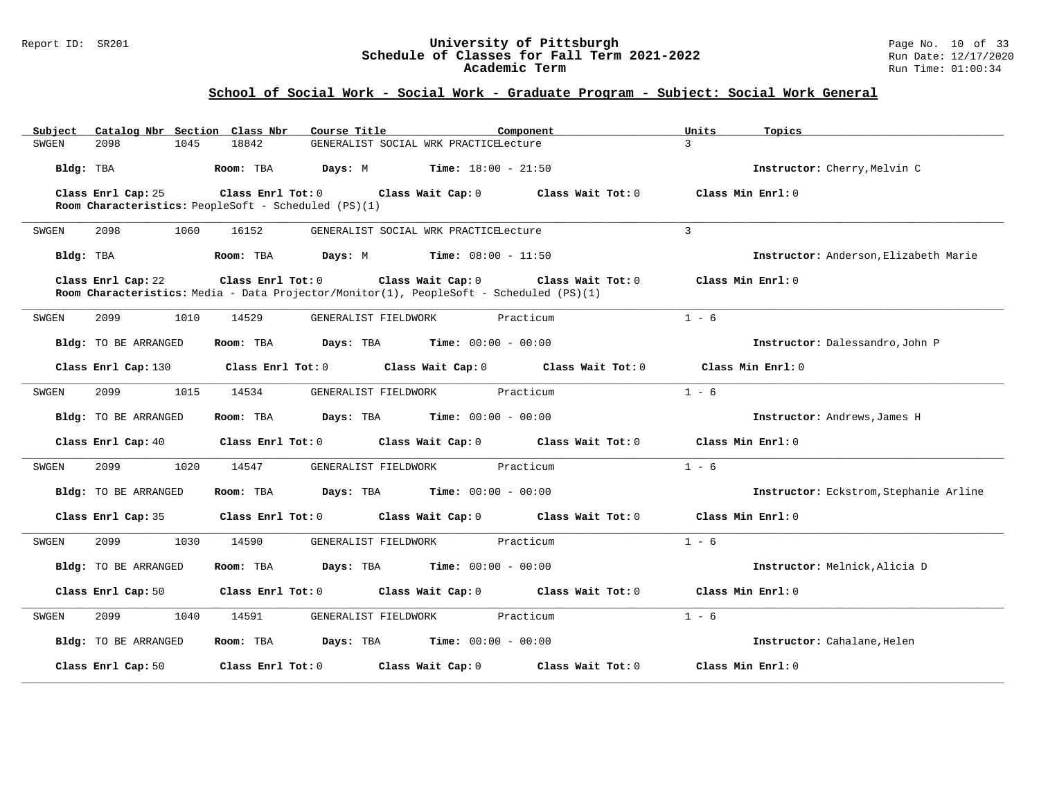## School of Social Work - Social Work - Graduate Program - Subject: Social Work General

| Subject | Catalog Nbr | Section | Class Nbr | Course Title | Component | Units | Topics |
|---|---|---|---|---|---|---|---|
| SWGEN | 2098 | 1045 | 18842 | GENERALIST SOCIAL WRK PRACTICE | Lecture | 3 | |

**Bldg:** TBA **Room:** TBA **Days:** M **Time:** 18:00 - 21:50 **Instructor:** Cherry,Melvin C

**Class Enrl Cap:** 25 **Class Enrl Tot:** 0 **Class Wait Cap:** 0 **Class Wait Tot:** 0 **Class Min Enrl:** 0

**Room Characteristics:** PeopleSoft - Scheduled (PS)(1)

---

| Subject | Catalog Nbr | Section | Class Nbr | Course Title | Component | Units | Topics |
|---|---|---|---|---|---|---|---|
| SWGEN | 2098 | 1060 | 16152 | GENERALIST SOCIAL WRK PRACTICE | Lecture | 3 | |

**Bldg:** TBA **Room:** TBA **Days:** M **Time:** 08:00 - 11:50 **Instructor:** Anderson,Elizabeth Marie

**Class Enrl Cap:** 22 **Class Enrl Tot:** 0 **Class Wait Cap:** 0 **Class Wait Tot:** 0 **Class Min Enrl:** 0

**Room Characteristics:** Media - Data Projector/Monitor(1), PeopleSoft - Scheduled (PS)(1)

---

| Subject | Catalog Nbr | Section | Class Nbr | Course Title | Component | Units | Topics |
|---|---|---|---|---|---|---|---|
| SWGEN | 2099 | 1010 | 14529 | GENERALIST FIELDWORK | Practicum | 1 - 6 | |

**Bldg:** TO BE ARRANGED **Room:** TBA **Days:** TBA **Time:** 00:00 - 00:00 **Instructor:** Dalessandro,John P

**Class Enrl Cap:** 130 **Class Enrl Tot:** 0 **Class Wait Cap:** 0 **Class Wait Tot:** 0 **Class Min Enrl:** 0

---

| Subject | Catalog Nbr | Section | Class Nbr | Course Title | Component | Units | Topics |
|---|---|---|---|---|---|---|---|
| SWGEN | 2099 | 1015 | 14534 | GENERALIST FIELDWORK | Practicum | 1 - 6 | |

**Bldg:** TO BE ARRANGED **Room:** TBA **Days:** TBA **Time:** 00:00 - 00:00 **Instructor:** Andrews,James H

**Class Enrl Cap:** 40 **Class Enrl Tot:** 0 **Class Wait Cap:** 0 **Class Wait Tot:** 0 **Class Min Enrl:** 0

---

| Subject | Catalog Nbr | Section | Class Nbr | Course Title | Component | Units | Topics |
|---|---|---|---|---|---|---|---|
| SWGEN | 2099 | 1020 | 14547 | GENERALIST FIELDWORK | Practicum | 1 - 6 | |

**Bldg:** TO BE ARRANGED **Room:** TBA **Days:** TBA **Time:** 00:00 - 00:00 **Instructor:** Eckstrom,Stephanie Arline

**Class Enrl Cap:** 35 **Class Enrl Tot:** 0 **Class Wait Cap:** 0 **Class Wait Tot:** 0 **Class Min Enrl:** 0

---

| Subject | Catalog Nbr | Section | Class Nbr | Course Title | Component | Units | Topics |
|---|---|---|---|---|---|---|---|
| SWGEN | 2099 | 1030 | 14590 | GENERALIST FIELDWORK | Practicum | 1 - 6 | |

**Bldg:** TO BE ARRANGED **Room:** TBA **Days:** TBA **Time:** 00:00 - 00:00 **Instructor:** Melnick,Alicia D

**Class Enrl Cap:** 50 **Class Enrl Tot:** 0 **Class Wait Cap:** 0 **Class Wait Tot:** 0 **Class Min Enrl:** 0

---

| Subject | Catalog Nbr | Section | Class Nbr | Course Title | Component | Units | Topics |
|---|---|---|---|---|---|---|---|
| SWGEN | 2099 | 1040 | 14591 | GENERALIST FIELDWORK | Practicum | 1 - 6 | |

**Bldg:** TO BE ARRANGED **Room:** TBA **Days:** TBA **Time:** 00:00 - 00:00 **Instructor:** Cahalane,Helen

**Class Enrl Cap:** 50 **Class Enrl Tot:** 0 **Class Wait Cap:** 0 **Class Wait Tot:** 0 **Class Min Enrl:** 0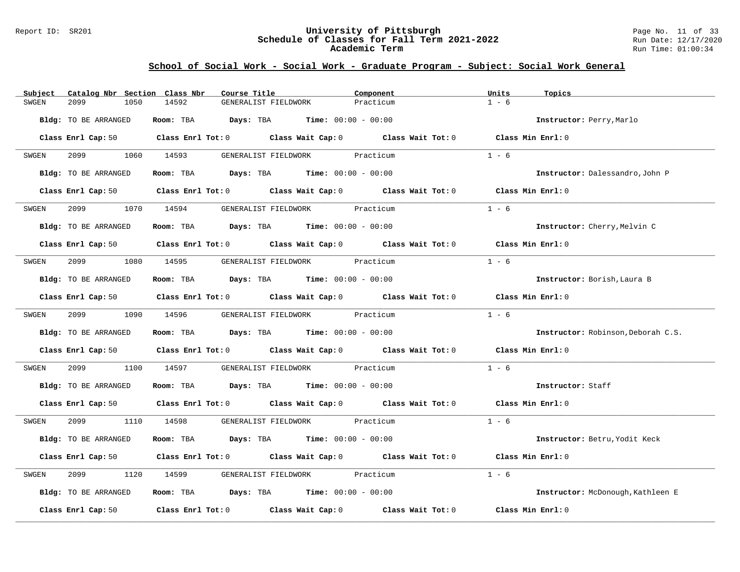## School of Social Work - Social Work - Graduate Program - Subject: Social Work General

| Subject | Catalog Nbr | Section | Class Nbr | Course Title | Component | Units | Topics |
|---|---|---|---|---|---|---|---|
| SWGEN | 2099 | 1050 | 14592 | GENERALIST FIELDWORK | Practicum | 1 - 6 | |

**Bldg:** TO BE ARRANGED **Room:** TBA **Days:** TBA **Time:** 00:00 - 00:00 **Instructor:** Perry,Marlo

**Class Enrl Cap:** 50 **Class Enrl Tot:** 0 **Class Wait Cap:** 0 **Class Wait Tot:** 0 **Class Min Enrl:** 0

| Subject | Catalog Nbr | Section | Class Nbr | Course Title | Component | Units | Topics |
|---|---|---|---|---|---|---|---|
| SWGEN | 2099 | 1060 | 14593 | GENERALIST FIELDWORK | Practicum | 1 - 6 | |

**Bldg:** TO BE ARRANGED **Room:** TBA **Days:** TBA **Time:** 00:00 - 00:00 **Instructor:** Dalessandro,John P

**Class Enrl Cap:** 50 **Class Enrl Tot:** 0 **Class Wait Cap:** 0 **Class Wait Tot:** 0 **Class Min Enrl:** 0

| Subject | Catalog Nbr | Section | Class Nbr | Course Title | Component | Units | Topics |
|---|---|---|---|---|---|---|---|
| SWGEN | 2099 | 1070 | 14594 | GENERALIST FIELDWORK | Practicum | 1 - 6 | |

**Bldg:** TO BE ARRANGED **Room:** TBA **Days:** TBA **Time:** 00:00 - 00:00 **Instructor:** Cherry,Melvin C

**Class Enrl Cap:** 50 **Class Enrl Tot:** 0 **Class Wait Cap:** 0 **Class Wait Tot:** 0 **Class Min Enrl:** 0

| Subject | Catalog Nbr | Section | Class Nbr | Course Title | Component | Units | Topics |
|---|---|---|---|---|---|---|---|
| SWGEN | 2099 | 1080 | 14595 | GENERALIST FIELDWORK | Practicum | 1 - 6 | |

**Bldg:** TO BE ARRANGED **Room:** TBA **Days:** TBA **Time:** 00:00 - 00:00 **Instructor:** Borish,Laura B

**Class Enrl Cap:** 50 **Class Enrl Tot:** 0 **Class Wait Cap:** 0 **Class Wait Tot:** 0 **Class Min Enrl:** 0

| Subject | Catalog Nbr | Section | Class Nbr | Course Title | Component | Units | Topics |
|---|---|---|---|---|---|---|---|
| SWGEN | 2099 | 1090 | 14596 | GENERALIST FIELDWORK | Practicum | 1 - 6 | |

**Bldg:** TO BE ARRANGED **Room:** TBA **Days:** TBA **Time:** 00:00 - 00:00 **Instructor:** Robinson,Deborah C.S.

**Class Enrl Cap:** 50 **Class Enrl Tot:** 0 **Class Wait Cap:** 0 **Class Wait Tot:** 0 **Class Min Enrl:** 0

| Subject | Catalog Nbr | Section | Class Nbr | Course Title | Component | Units | Topics |
|---|---|---|---|---|---|---|---|
| SWGEN | 2099 | 1100 | 14597 | GENERALIST FIELDWORK | Practicum | 1 - 6 | |

**Bldg:** TO BE ARRANGED **Room:** TBA **Days:** TBA **Time:** 00:00 - 00:00 **Instructor:** Staff

**Class Enrl Cap:** 50 **Class Enrl Tot:** 0 **Class Wait Cap:** 0 **Class Wait Tot:** 0 **Class Min Enrl:** 0

| Subject | Catalog Nbr | Section | Class Nbr | Course Title | Component | Units | Topics |
|---|---|---|---|---|---|---|---|
| SWGEN | 2099 | 1110 | 14598 | GENERALIST FIELDWORK | Practicum | 1 - 6 | |

**Bldg:** TO BE ARRANGED **Room:** TBA **Days:** TBA **Time:** 00:00 - 00:00 **Instructor:** Betru,Yodit Keck

**Class Enrl Cap:** 50 **Class Enrl Tot:** 0 **Class Wait Cap:** 0 **Class Wait Tot:** 0 **Class Min Enrl:** 0

| Subject | Catalog Nbr | Section | Class Nbr | Course Title | Component | Units | Topics |
|---|---|---|---|---|---|---|---|
| SWGEN | 2099 | 1120 | 14599 | GENERALIST FIELDWORK | Practicum | 1 - 6 | |

**Bldg:** TO BE ARRANGED **Room:** TBA **Days:** TBA **Time:** 00:00 - 00:00 **Instructor:** McDonough,Kathleen E

**Class Enrl Cap:** 50 **Class Enrl Tot:** 0 **Class Wait Cap:** 0 **Class Wait Tot:** 0 **Class Min Enrl:** 0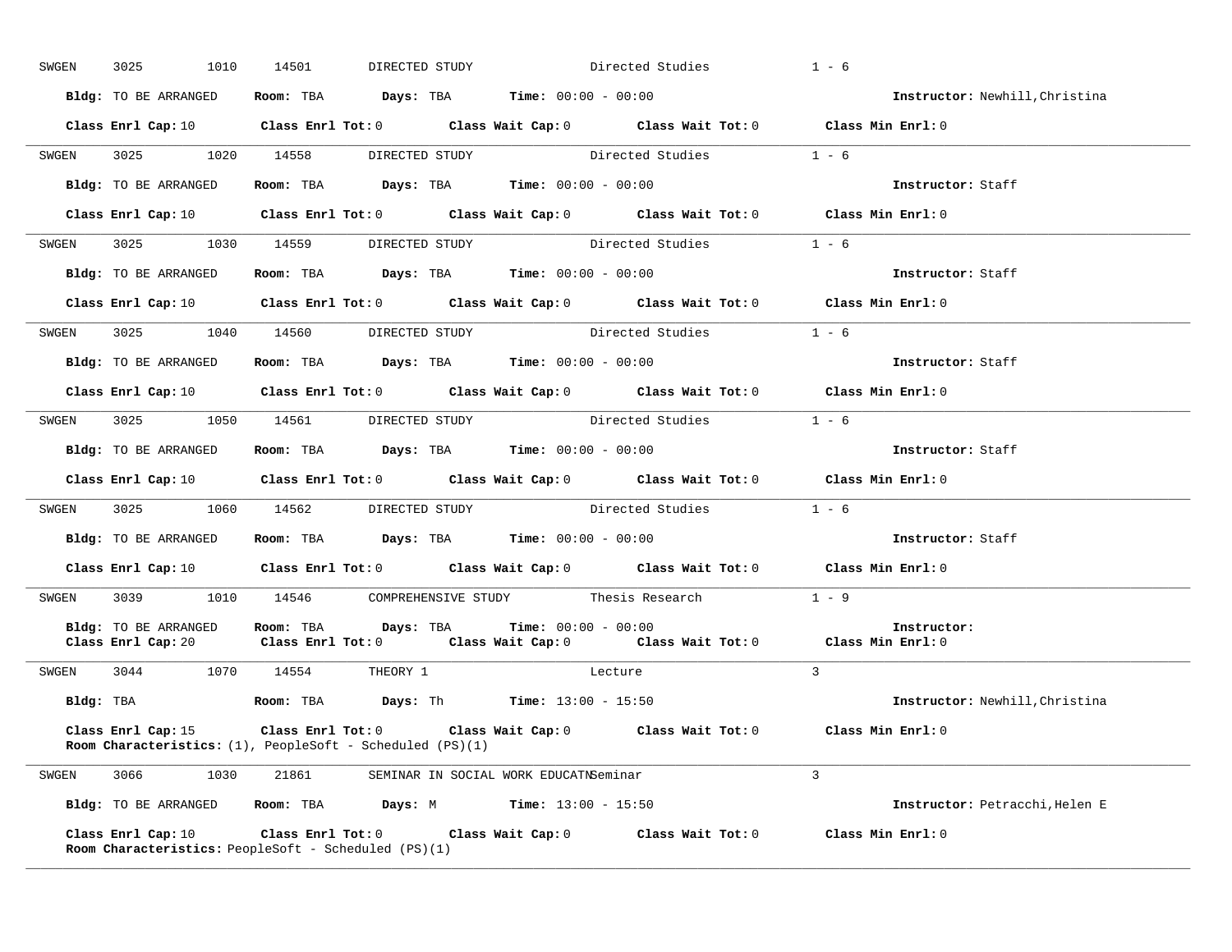SWGEN 3025 1010 14501 DIRECTED STUDY Directed Studies 1 - 6

**Bldg:** TO BE ARRANGED **Room:** TBA **Days:** TBA **Time:** 00:00 - 00:00 **Instructor:** Newhill,Christina

**Class Enrl Cap:** 10 **Class Enrl Tot:** 0 **Class Wait Cap:** 0 **Class Wait Tot:** 0 **Class Min Enrl:** 0

---

SWGEN 3025 1020 14558 DIRECTED STUDY Directed Studies 1 - 6

**Bldg:** TO BE ARRANGED **Room:** TBA **Days:** TBA **Time:** 00:00 - 00:00 **Instructor:** Staff

**Class Enrl Cap:** 10 **Class Enrl Tot:** 0 **Class Wait Cap:** 0 **Class Wait Tot:** 0 **Class Min Enrl:** 0

---

SWGEN 3025 1030 14559 DIRECTED STUDY Directed Studies 1 - 6

**Bldg:** TO BE ARRANGED **Room:** TBA **Days:** TBA **Time:** 00:00 - 00:00 **Instructor:** Staff

**Class Enrl Cap:** 10 **Class Enrl Tot:** 0 **Class Wait Cap:** 0 **Class Wait Tot:** 0 **Class Min Enrl:** 0

---

SWGEN 3025 1040 14560 DIRECTED STUDY Directed Studies 1 - 6

**Bldg:** TO BE ARRANGED **Room:** TBA **Days:** TBA **Time:** 00:00 - 00:00 **Instructor:** Staff

**Class Enrl Cap:** 10 **Class Enrl Tot:** 0 **Class Wait Cap:** 0 **Class Wait Tot:** 0 **Class Min Enrl:** 0

---

SWGEN 3025 1050 14561 DIRECTED STUDY Directed Studies 1 - 6

**Bldg:** TO BE ARRANGED **Room:** TBA **Days:** TBA **Time:** 00:00 - 00:00 **Instructor:** Staff

**Class Enrl Cap:** 10 **Class Enrl Tot:** 0 **Class Wait Cap:** 0 **Class Wait Tot:** 0 **Class Min Enrl:** 0

---

SWGEN 3025 1060 14562 DIRECTED STUDY Directed Studies 1 - 6

**Bldg:** TO BE ARRANGED **Room:** TBA **Days:** TBA **Time:** 00:00 - 00:00 **Instructor:** Staff

**Class Enrl Cap:** 10 **Class Enrl Tot:** 0 **Class Wait Cap:** 0 **Class Wait Tot:** 0 **Class Min Enrl:** 0

---

SWGEN 3039 1010 14546 COMPREHENSIVE STUDY Thesis Research 1 - 9

**Bldg:** TO BE ARRANGED **Room:** TBA **Days:** TBA **Time:** 00:00 - 00:00 **Instructor:**
**Class Enrl Cap:** 20 **Class Enrl Tot:** 0 **Class Wait Cap:** 0 **Class Wait Tot:** 0 **Class Min Enrl:** 0

---

SWGEN 3044 1070 14554 THEORY 1 Lecture 3

**Bldg:** TBA **Room:** TBA **Days:** Th **Time:** 13:00 - 15:50 **Instructor:** Newhill,Christina

**Class Enrl Cap:** 15 **Class Enrl Tot:** 0 **Class Wait Cap:** 0 **Class Wait Tot:** 0 **Class Min Enrl:** 0
**Room Characteristics:** (1), PeopleSoft - Scheduled (PS)(1)

---

SWGEN 3066 1030 21861 SEMINAR IN SOCIAL WORK EDUCATNSeminar 3

**Bldg:** TO BE ARRANGED **Room:** TBA **Days:** M **Time:** 13:00 - 15:50 **Instructor:** Petracchi,Helen E

**Class Enrl Cap:** 10 **Class Enrl Tot:** 0 **Class Wait Cap:** 0 **Class Wait Tot:** 0 **Class Min Enrl:** 0
**Room Characteristics:** PeopleSoft - Scheduled (PS)(1)

---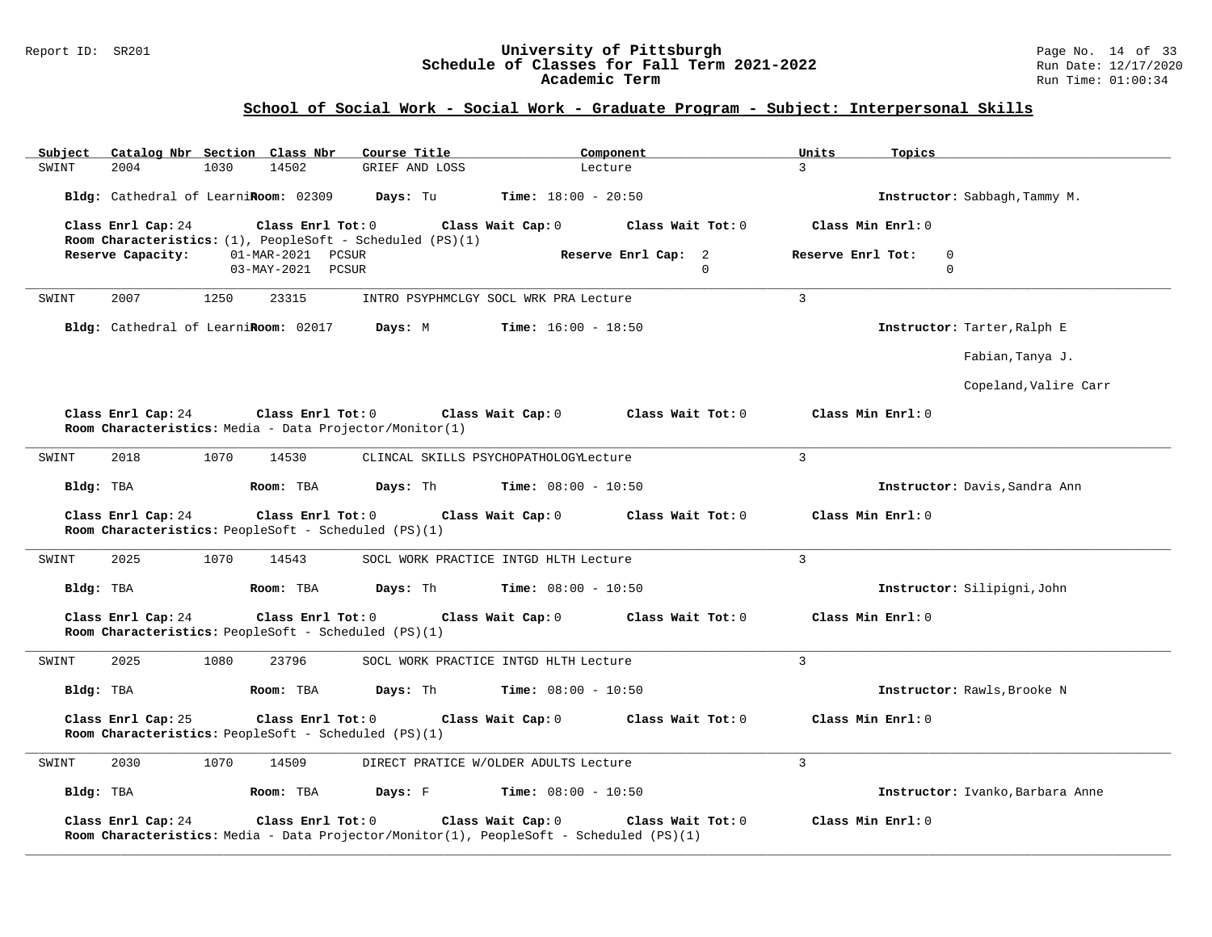## School of Social Work - Social Work - Graduate Program - Subject: Interpersonal Skills

| Subject | Catalog Nbr | Section | Class Nbr | Course Title | Component | Units | Topics |
|---|---|---|---|---|---|---|---|
| SWINT | 2004 | 1030 | 14502 | GRIEF AND LOSS | Lecture | 3 | |

**Bldg:** Cathedral of Learni **Room:** 02309 **Days:** Tu **Time:** 18:00 - 20:50 **Instructor:** Sabbagh,Tammy M.

**Class Enrl Cap:** 24 **Class Enrl Tot:** 0 **Class Wait Cap:** 0 **Class Wait Tot:** 0 **Class Min Enrl:** 0

**Room Characteristics:** (1), PeopleSoft - Scheduled (PS)(1)

**Reserve Capacity:** 01-MAR-2021 PCSUR **Reserve Enrl Cap:** 2 **Reserve Enrl Tot:** 0
03-MAY-2021 PCSUR 0 0

---

| Subject | Catalog Nbr | Section | Class Nbr | Course Title | Component | Units | Topics |
|---|---|---|---|---|---|---|---|
| SWINT | 2007 | 1250 | 23315 | INTRO PSYPHMCLGY SOCL WRK PRA | Lecture | 3 | |

**Bldg:** Cathedral of Learni **Room:** 02017 **Days:** M **Time:** 16:00 - 18:50 **Instructor:** Tarter,Ralph E

Fabian,Tanya J.

Copeland,Valire Carr

**Class Enrl Cap:** 24 **Class Enrl Tot:** 0 **Class Wait Cap:** 0 **Class Wait Tot:** 0 **Class Min Enrl:** 0

**Room Characteristics:** Media - Data Projector/Monitor(1)

---

| Subject | Catalog Nbr | Section | Class Nbr | Course Title | Component | Units | Topics |
|---|---|---|---|---|---|---|---|
| SWINT | 2018 | 1070 | 14530 | CLINCAL SKILLS PSYCHOPATHOLOGY | Lecture | 3 | |

**Bldg:** TBA **Room:** TBA **Days:** Th **Time:** 08:00 - 10:50 **Instructor:** Davis,Sandra Ann

**Class Enrl Cap:** 24 **Class Enrl Tot:** 0 **Class Wait Cap:** 0 **Class Wait Tot:** 0 **Class Min Enrl:** 0

**Room Characteristics:** PeopleSoft - Scheduled (PS)(1)

---

| Subject | Catalog Nbr | Section | Class Nbr | Course Title | Component | Units | Topics |
|---|---|---|---|---|---|---|---|
| SWINT | 2025 | 1070 | 14543 | SOCL WORK PRACTICE INTGD HLTH | Lecture | 3 | |

**Bldg:** TBA **Room:** TBA **Days:** Th **Time:** 08:00 - 10:50 **Instructor:** Silipigni,John

**Class Enrl Cap:** 24 **Class Enrl Tot:** 0 **Class Wait Cap:** 0 **Class Wait Tot:** 0 **Class Min Enrl:** 0

**Room Characteristics:** PeopleSoft - Scheduled (PS)(1)

---

| Subject | Catalog Nbr | Section | Class Nbr | Course Title | Component | Units | Topics |
|---|---|---|---|---|---|---|---|
| SWINT | 2025 | 1080 | 23796 | SOCL WORK PRACTICE INTGD HLTH | Lecture | 3 | |

**Bldg:** TBA **Room:** TBA **Days:** Th **Time:** 08:00 - 10:50 **Instructor:** Rawls,Brooke N

**Class Enrl Cap:** 25 **Class Enrl Tot:** 0 **Class Wait Cap:** 0 **Class Wait Tot:** 0 **Class Min Enrl:** 0

**Room Characteristics:** PeopleSoft - Scheduled (PS)(1)

---

| Subject | Catalog Nbr | Section | Class Nbr | Course Title | Component | Units | Topics |
|---|---|---|---|---|---|---|---|
| SWINT | 2030 | 1070 | 14509 | DIRECT PRATICE W/OLDER ADULTS | Lecture | 3 | |

**Bldg:** TBA **Room:** TBA **Days:** F **Time:** 08:00 - 10:50 **Instructor:** Ivanko,Barbara Anne

**Class Enrl Cap:** 24 **Class Enrl Tot:** 0 **Class Wait Cap:** 0 **Class Wait Tot:** 0 **Class Min Enrl:** 0

**Room Characteristics:** Media - Data Projector/Monitor(1), PeopleSoft - Scheduled (PS)(1)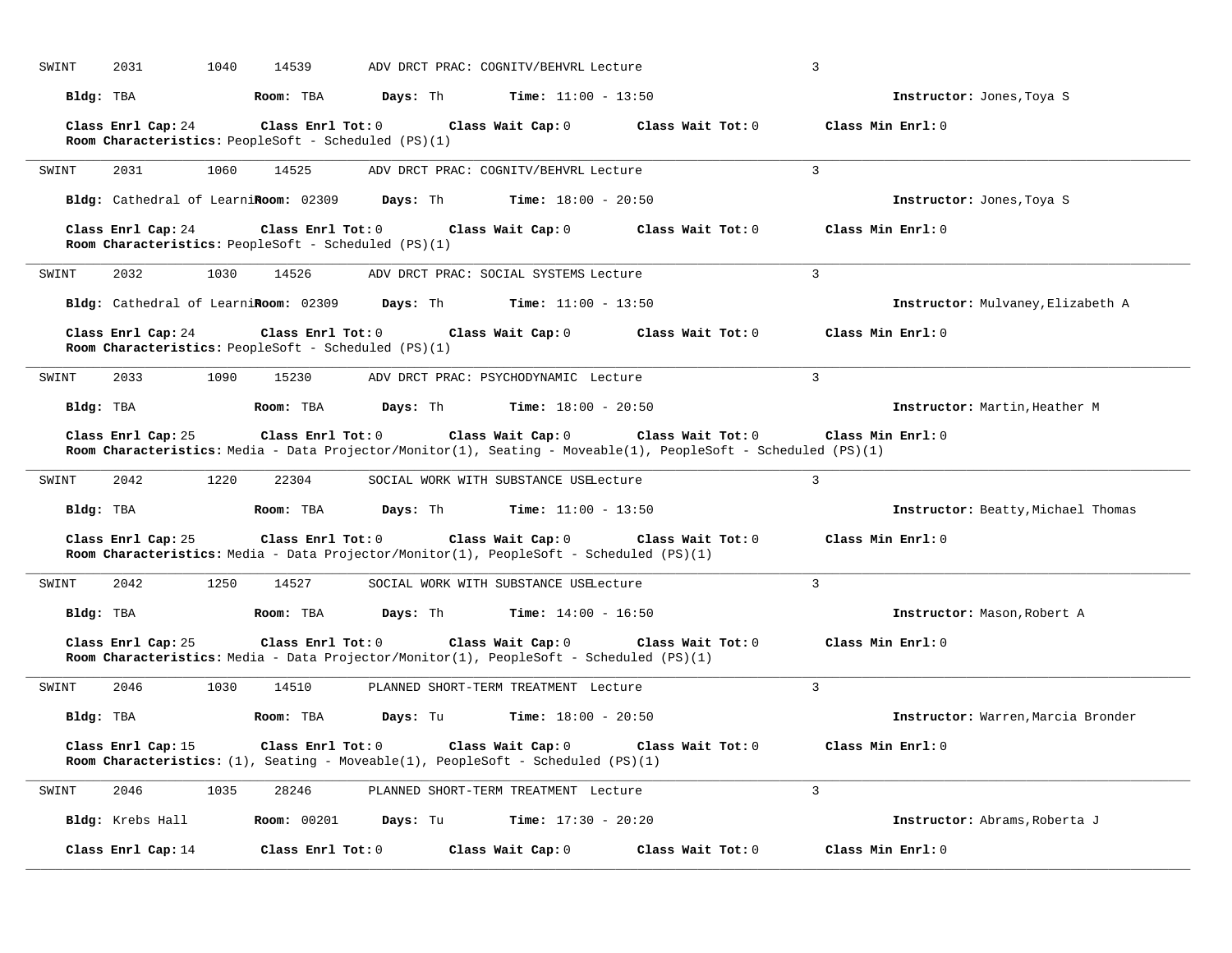SWINT 2031 1040 14539 ADV DRCT PRAC: COGNITV/BEHVRL Lecture 3

**Bldg:** TBA **Room:** TBA **Days:** Th **Time:** 11:00 - 13:50 **Instructor:** Jones,Toya S

**Class Enrl Cap:** 24 **Class Enrl Tot:** 0 **Class Wait Cap:** 0 **Class Wait Tot:** 0 **Class Min Enrl:** 0
**Room Characteristics:** PeopleSoft - Scheduled (PS)(1)

---

SWINT 2031 1060 14525 ADV DRCT PRAC: COGNITV/BEHVRL Lecture 3

**Bldg:** Cathedral of Learni **Room:** 02309 **Days:** Th **Time:** 18:00 - 20:50 **Instructor:** Jones,Toya S

**Class Enrl Cap:** 24 **Class Enrl Tot:** 0 **Class Wait Cap:** 0 **Class Wait Tot:** 0 **Class Min Enrl:** 0
**Room Characteristics:** PeopleSoft - Scheduled (PS)(1)

---

SWINT 2032 1030 14526 ADV DRCT PRAC: SOCIAL SYSTEMS Lecture 3

**Bldg:** Cathedral of Learni **Room:** 02309 **Days:** Th **Time:** 11:00 - 13:50 **Instructor:** Mulvaney,Elizabeth A

**Class Enrl Cap:** 24 **Class Enrl Tot:** 0 **Class Wait Cap:** 0 **Class Wait Tot:** 0 **Class Min Enrl:** 0
**Room Characteristics:** PeopleSoft - Scheduled (PS)(1)

---

SWINT 2033 1090 15230 ADV DRCT PRAC: PSYCHODYNAMIC Lecture 3

**Bldg:** TBA **Room:** TBA **Days:** Th **Time:** 18:00 - 20:50 **Instructor:** Martin,Heather M

**Class Enrl Cap:** 25 **Class Enrl Tot:** 0 **Class Wait Cap:** 0 **Class Wait Tot:** 0 **Class Min Enrl:** 0
**Room Characteristics:** Media - Data Projector/Monitor(1), Seating - Moveable(1), PeopleSoft - Scheduled (PS)(1)

---

SWINT 2042 1220 22304 SOCIAL WORK WITH SUBSTANCE USE Lecture 3

**Bldg:** TBA **Room:** TBA **Days:** Th **Time:** 11:00 - 13:50 **Instructor:** Beatty,Michael Thomas

**Class Enrl Cap:** 25 **Class Enrl Tot:** 0 **Class Wait Cap:** 0 **Class Wait Tot:** 0 **Class Min Enrl:** 0
**Room Characteristics:** Media - Data Projector/Monitor(1), PeopleSoft - Scheduled (PS)(1)

---

SWINT 2042 1250 14527 SOCIAL WORK WITH SUBSTANCE USE Lecture 3

**Bldg:** TBA **Room:** TBA **Days:** Th **Time:** 14:00 - 16:50 **Instructor:** Mason,Robert A

**Class Enrl Cap:** 25 **Class Enrl Tot:** 0 **Class Wait Cap:** 0 **Class Wait Tot:** 0 **Class Min Enrl:** 0
**Room Characteristics:** Media - Data Projector/Monitor(1), PeopleSoft - Scheduled (PS)(1)

---

SWINT 2046 1030 14510 PLANNED SHORT-TERM TREATMENT Lecture 3

**Bldg:** TBA **Room:** TBA **Days:** Tu **Time:** 18:00 - 20:50 **Instructor:** Warren,Marcia Bronder

**Class Enrl Cap:** 15 **Class Enrl Tot:** 0 **Class Wait Cap:** 0 **Class Wait Tot:** 0 **Class Min Enrl:** 0
**Room Characteristics:** (1), Seating - Moveable(1), PeopleSoft - Scheduled (PS)(1)

---

SWINT 2046 1035 28246 PLANNED SHORT-TERM TREATMENT Lecture 3

**Bldg:** Krebs Hall **Room:** 00201 **Days:** Tu **Time:** 17:30 - 20:20 **Instructor:** Abrams,Roberta J

**Class Enrl Cap:** 14 **Class Enrl Tot:** 0 **Class Wait Cap:** 0 **Class Wait Tot:** 0 **Class Min Enrl:** 0

---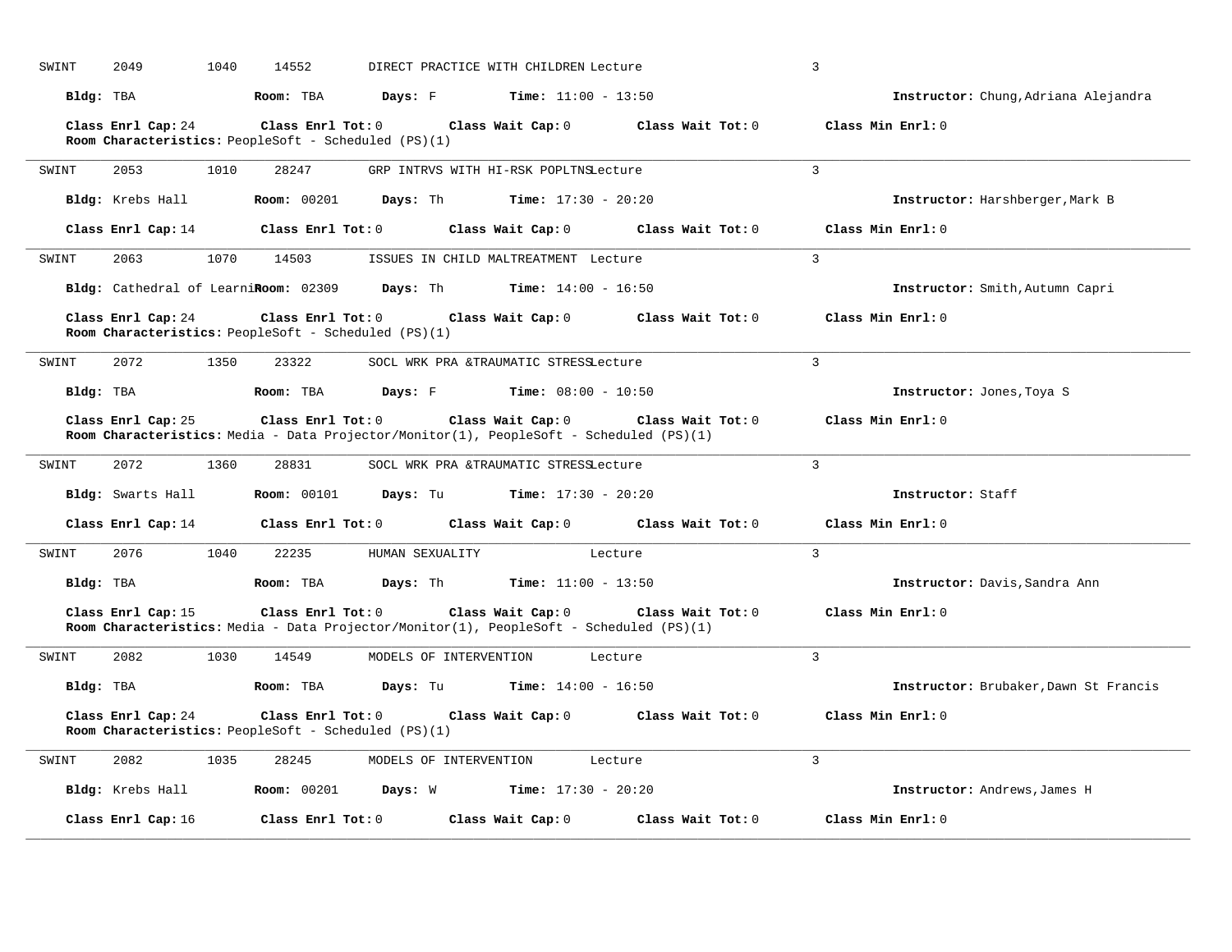SWINT 2049 1040 14552 DIRECT PRACTICE WITH CHILDREN Lecture 3

**Bldg:** TBA **Room:** TBA **Days:** F **Time:** 11:00 - 13:50 **Instructor:** Chung,Adriana Alejandra

**Class Enrl Cap:** 24 **Class Enrl Tot:** 0 **Class Wait Cap:** 0 **Class Wait Tot:** 0 **Class Min Enrl:** 0
**Room Characteristics:** PeopleSoft - Scheduled (PS)(1)

---

SWINT 2053 1010 28247 GRP INTRVS WITH HI-RSK POPLTNS Lecture 3

**Bldg:** Krebs Hall **Room:** 00201 **Days:** Th **Time:** 17:30 - 20:20 **Instructor:** Harshberger,Mark B

**Class Enrl Cap:** 14 **Class Enrl Tot:** 0 **Class Wait Cap:** 0 **Class Wait Tot:** 0 **Class Min Enrl:** 0

---

SWINT 2063 1070 14503 ISSUES IN CHILD MALTREATMENT Lecture 3

**Bldg:** Cathedral of Learni **Room:** 02309 **Days:** Th **Time:** 14:00 - 16:50 **Instructor:** Smith,Autumn Capri

**Class Enrl Cap:** 24 **Class Enrl Tot:** 0 **Class Wait Cap:** 0 **Class Wait Tot:** 0 **Class Min Enrl:** 0
**Room Characteristics:** PeopleSoft - Scheduled (PS)(1)

---

SWINT 2072 1350 23322 SOCL WRK PRA &TRAUMATIC STRESS Lecture 3

**Bldg:** TBA **Room:** TBA **Days:** F **Time:** 08:00 - 10:50 **Instructor:** Jones,Toya S

**Class Enrl Cap:** 25 **Class Enrl Tot:** 0 **Class Wait Cap:** 0 **Class Wait Tot:** 0 **Class Min Enrl:** 0
**Room Characteristics:** Media - Data Projector/Monitor(1), PeopleSoft - Scheduled (PS)(1)

---

SWINT 2072 1360 28831 SOCL WRK PRA &TRAUMATIC STRESS Lecture 3

**Bldg:** Swarts Hall **Room:** 00101 **Days:** Tu **Time:** 17:30 - 20:20 **Instructor:** Staff

**Class Enrl Cap:** 14 **Class Enrl Tot:** 0 **Class Wait Cap:** 0 **Class Wait Tot:** 0 **Class Min Enrl:** 0

---

SWINT 2076 1040 22235 HUMAN SEXUALITY Lecture 3

**Bldg:** TBA **Room:** TBA **Days:** Th **Time:** 11:00 - 13:50 **Instructor:** Davis,Sandra Ann

**Class Enrl Cap:** 15 **Class Enrl Tot:** 0 **Class Wait Cap:** 0 **Class Wait Tot:** 0 **Class Min Enrl:** 0
**Room Characteristics:** Media - Data Projector/Monitor(1), PeopleSoft - Scheduled (PS)(1)

---

SWINT 2082 1030 14549 MODELS OF INTERVENTION Lecture 3

**Bldg:** TBA **Room:** TBA **Days:** Tu **Time:** 14:00 - 16:50 **Instructor:** Brubaker,Dawn St Francis

**Class Enrl Cap:** 24 **Class Enrl Tot:** 0 **Class Wait Cap:** 0 **Class Wait Tot:** 0 **Class Min Enrl:** 0
**Room Characteristics:** PeopleSoft - Scheduled (PS)(1)

---

SWINT 2082 1035 28245 MODELS OF INTERVENTION Lecture 3

**Bldg:** Krebs Hall **Room:** 00201 **Days:** W **Time:** 17:30 - 20:20 **Instructor:** Andrews,James H

**Class Enrl Cap:** 16 **Class Enrl Tot:** 0 **Class Wait Cap:** 0 **Class Wait Tot:** 0 **Class Min Enrl:** 0

---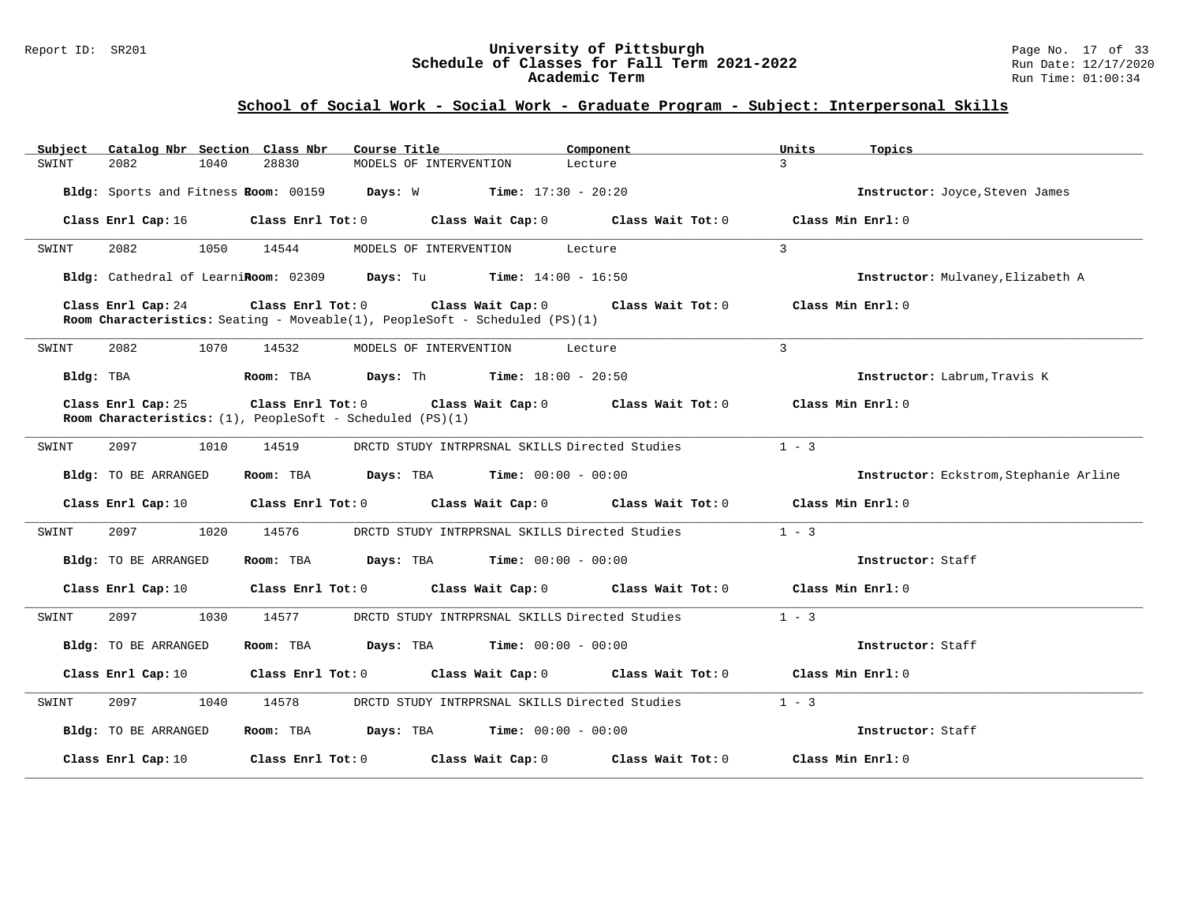## School of Social Work - Social Work - Graduate Program - Subject: Interpersonal Skills

| Subject | Catalog Nbr | Section | Class Nbr | Course Title | Component | Units | Topics |
|---|---|---|---|---|---|---|---|
| SWINT | 2082 | 1040 | 28830 | MODELS OF INTERVENTION | Lecture | 3 | |

**Bldg:** Sports and Fitness **Room:** 00159 **Days:** W **Time:** 17:30 - 20:20 **Instructor:** Joyce,Steven James

**Class Enrl Cap:** 16 **Class Enrl Tot:** 0 **Class Wait Cap:** 0 **Class Wait Tot:** 0 **Class Min Enrl:** 0

---

| Subject | Catalog Nbr | Section | Class Nbr | Course Title | Component | Units | Topics |
|---|---|---|---|---|---|---|---|
| SWINT | 2082 | 1050 | 14544 | MODELS OF INTERVENTION | Lecture | 3 | |

**Bldg:** Cathedral of Learnin **Room:** 02309 **Days:** Tu **Time:** 14:00 - 16:50 **Instructor:** Mulvaney,Elizabeth A

**Class Enrl Cap:** 24 **Class Enrl Tot:** 0 **Class Wait Cap:** 0 **Class Wait Tot:** 0 **Class Min Enrl:** 0

**Room Characteristics:** Seating - Moveable(1), PeopleSoft - Scheduled (PS)(1)

---

| Subject | Catalog Nbr | Section | Class Nbr | Course Title | Component | Units | Topics |
|---|---|---|---|---|---|---|---|
| SWINT | 2082 | 1070 | 14532 | MODELS OF INTERVENTION | Lecture | 3 | |

**Bldg:** TBA **Room:** TBA **Days:** Th **Time:** 18:00 - 20:50 **Instructor:** Labrum,Travis K

**Class Enrl Cap:** 25 **Class Enrl Tot:** 0 **Class Wait Cap:** 0 **Class Wait Tot:** 0 **Class Min Enrl:** 0

**Room Characteristics:** (1), PeopleSoft - Scheduled (PS)(1)

---

| Subject | Catalog Nbr | Section | Class Nbr | Course Title | Component | Units | Topics |
|---|---|---|---|---|---|---|---|
| SWINT | 2097 | 1010 | 14519 | DRCTD STUDY INTRPRSNAL SKILLS | Directed Studies | 1 - 3 | |

**Bldg:** TO BE ARRANGED **Room:** TBA **Days:** TBA **Time:** 00:00 - 00:00 **Instructor:** Eckstrom,Stephanie Arline

**Class Enrl Cap:** 10 **Class Enrl Tot:** 0 **Class Wait Cap:** 0 **Class Wait Tot:** 0 **Class Min Enrl:** 0

---

| Subject | Catalog Nbr | Section | Class Nbr | Course Title | Component | Units | Topics |
|---|---|---|---|---|---|---|---|
| SWINT | 2097 | 1020 | 14576 | DRCTD STUDY INTRPRSNAL SKILLS | Directed Studies | 1 - 3 | |

**Bldg:** TO BE ARRANGED **Room:** TBA **Days:** TBA **Time:** 00:00 - 00:00 **Instructor:** Staff

**Class Enrl Cap:** 10 **Class Enrl Tot:** 0 **Class Wait Cap:** 0 **Class Wait Tot:** 0 **Class Min Enrl:** 0

---

| Subject | Catalog Nbr | Section | Class Nbr | Course Title | Component | Units | Topics |
|---|---|---|---|---|---|---|---|
| SWINT | 2097 | 1030 | 14577 | DRCTD STUDY INTRPRSNAL SKILLS | Directed Studies | 1 - 3 | |

**Bldg:** TO BE ARRANGED **Room:** TBA **Days:** TBA **Time:** 00:00 - 00:00 **Instructor:** Staff

**Class Enrl Cap:** 10 **Class Enrl Tot:** 0 **Class Wait Cap:** 0 **Class Wait Tot:** 0 **Class Min Enrl:** 0

---

| Subject | Catalog Nbr | Section | Class Nbr | Course Title | Component | Units | Topics |
|---|---|---|---|---|---|---|---|
| SWINT | 2097 | 1040 | 14578 | DRCTD STUDY INTRPRSNAL SKILLS | Directed Studies | 1 - 3 | |

**Bldg:** TO BE ARRANGED **Room:** TBA **Days:** TBA **Time:** 00:00 - 00:00 **Instructor:** Staff

**Class Enrl Cap:** 10 **Class Enrl Tot:** 0 **Class Wait Cap:** 0 **Class Wait Tot:** 0 **Class Min Enrl:** 0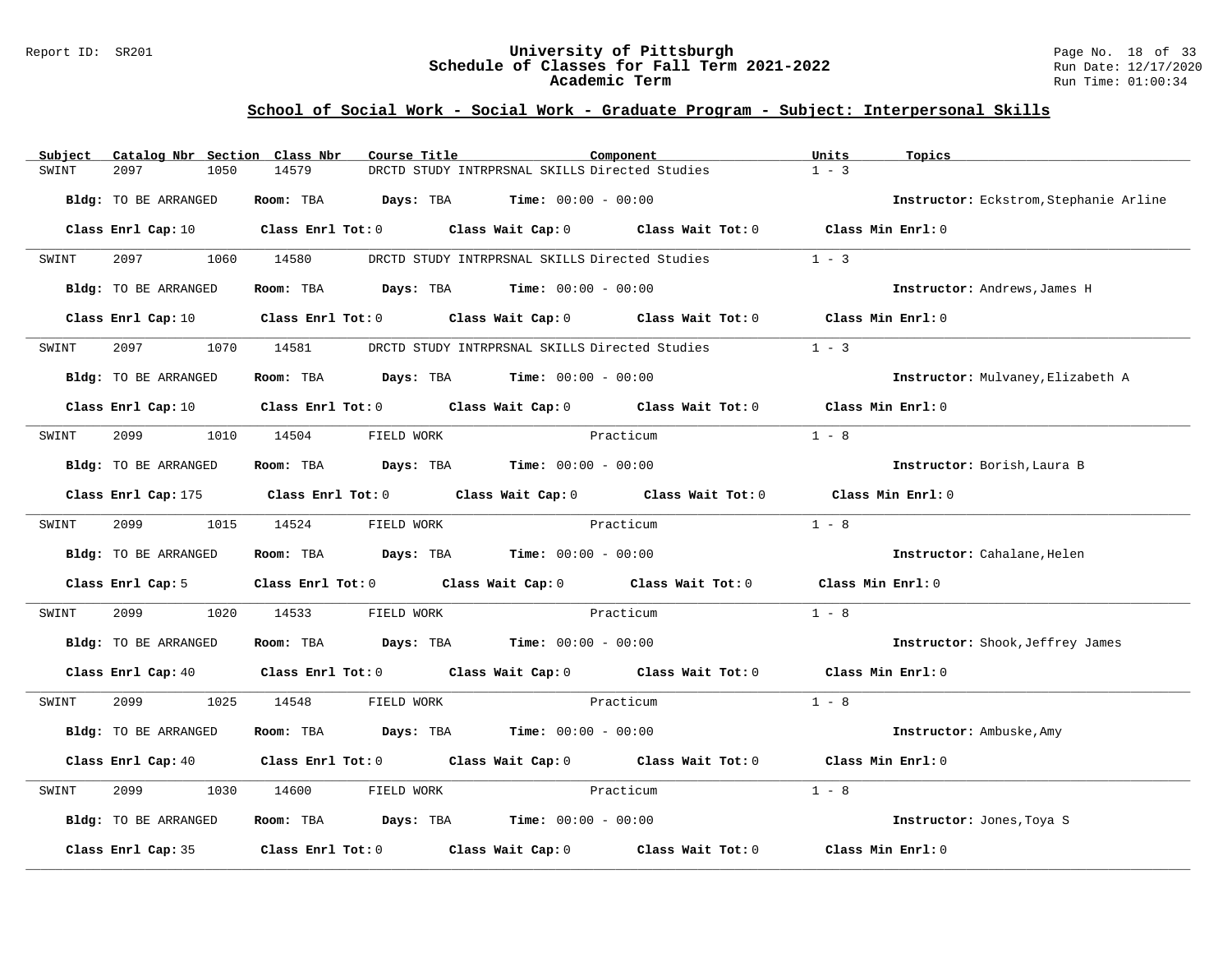## School of Social Work - Social Work - Graduate Program - Subject: Interpersonal Skills

| Subject | Catalog Nbr | Section | Class Nbr | Course Title | Component | Units | Topics |
|---|---|---|---|---|---|---|---|
| SWINT | 2097 | 1050 | 14579 | DRCTD STUDY INTRPRSNAL SKILLS | Directed Studies | 1 - 3 | |

**Bldg:** TO BE ARRANGED **Room:** TBA **Days:** TBA **Time:** 00:00 - 00:00 **Instructor:** Eckstrom,Stephanie Arline

**Class Enrl Cap:** 10 **Class Enrl Tot:** 0 **Class Wait Cap:** 0 **Class Wait Tot:** 0 **Class Min Enrl:** 0

| Subject | Catalog Nbr | Section | Class Nbr | Course Title | Component | Units | Topics |
|---|---|---|---|---|---|---|---|
| SWINT | 2097 | 1060 | 14580 | DRCTD STUDY INTRPRSNAL SKILLS | Directed Studies | 1 - 3 | |

**Bldg:** TO BE ARRANGED **Room:** TBA **Days:** TBA **Time:** 00:00 - 00:00 **Instructor:** Andrews,James H

**Class Enrl Cap:** 10 **Class Enrl Tot:** 0 **Class Wait Cap:** 0 **Class Wait Tot:** 0 **Class Min Enrl:** 0

| Subject | Catalog Nbr | Section | Class Nbr | Course Title | Component | Units | Topics |
|---|---|---|---|---|---|---|---|
| SWINT | 2097 | 1070 | 14581 | DRCTD STUDY INTRPRSNAL SKILLS | Directed Studies | 1 - 3 | |

**Bldg:** TO BE ARRANGED **Room:** TBA **Days:** TBA **Time:** 00:00 - 00:00 **Instructor:** Mulvaney,Elizabeth A

**Class Enrl Cap:** 10 **Class Enrl Tot:** 0 **Class Wait Cap:** 0 **Class Wait Tot:** 0 **Class Min Enrl:** 0

| Subject | Catalog Nbr | Section | Class Nbr | Course Title | Component | Units | Topics |
|---|---|---|---|---|---|---|---|
| SWINT | 2099 | 1010 | 14504 | FIELD WORK | Practicum | 1 - 8 | |

**Bldg:** TO BE ARRANGED **Room:** TBA **Days:** TBA **Time:** 00:00 - 00:00 **Instructor:** Borish,Laura B

**Class Enrl Cap:** 175 **Class Enrl Tot:** 0 **Class Wait Cap:** 0 **Class Wait Tot:** 0 **Class Min Enrl:** 0

| Subject | Catalog Nbr | Section | Class Nbr | Course Title | Component | Units | Topics |
|---|---|---|---|---|---|---|---|
| SWINT | 2099 | 1015 | 14524 | FIELD WORK | Practicum | 1 - 8 | |

**Bldg:** TO BE ARRANGED **Room:** TBA **Days:** TBA **Time:** 00:00 - 00:00 **Instructor:** Cahalane,Helen

**Class Enrl Cap:** 5 **Class Enrl Tot:** 0 **Class Wait Cap:** 0 **Class Wait Tot:** 0 **Class Min Enrl:** 0

| Subject | Catalog Nbr | Section | Class Nbr | Course Title | Component | Units | Topics |
|---|---|---|---|---|---|---|---|
| SWINT | 2099 | 1020 | 14533 | FIELD WORK | Practicum | 1 - 8 | |

**Bldg:** TO BE ARRANGED **Room:** TBA **Days:** TBA **Time:** 00:00 - 00:00 **Instructor:** Shook,Jeffrey James

**Class Enrl Cap:** 40 **Class Enrl Tot:** 0 **Class Wait Cap:** 0 **Class Wait Tot:** 0 **Class Min Enrl:** 0

| Subject | Catalog Nbr | Section | Class Nbr | Course Title | Component | Units | Topics |
|---|---|---|---|---|---|---|---|
| SWINT | 2099 | 1025 | 14548 | FIELD WORK | Practicum | 1 - 8 | |

**Bldg:** TO BE ARRANGED **Room:** TBA **Days:** TBA **Time:** 00:00 - 00:00 **Instructor:** Ambuske,Amy

**Class Enrl Cap:** 40 **Class Enrl Tot:** 0 **Class Wait Cap:** 0 **Class Wait Tot:** 0 **Class Min Enrl:** 0

| Subject | Catalog Nbr | Section | Class Nbr | Course Title | Component | Units | Topics |
|---|---|---|---|---|---|---|---|
| SWINT | 2099 | 1030 | 14600 | FIELD WORK | Practicum | 1 - 8 | |

**Bldg:** TO BE ARRANGED **Room:** TBA **Days:** TBA **Time:** 00:00 - 00:00 **Instructor:** Jones,Toya S

**Class Enrl Cap:** 35 **Class Enrl Tot:** 0 **Class Wait Cap:** 0 **Class Wait Tot:** 0 **Class Min Enrl:** 0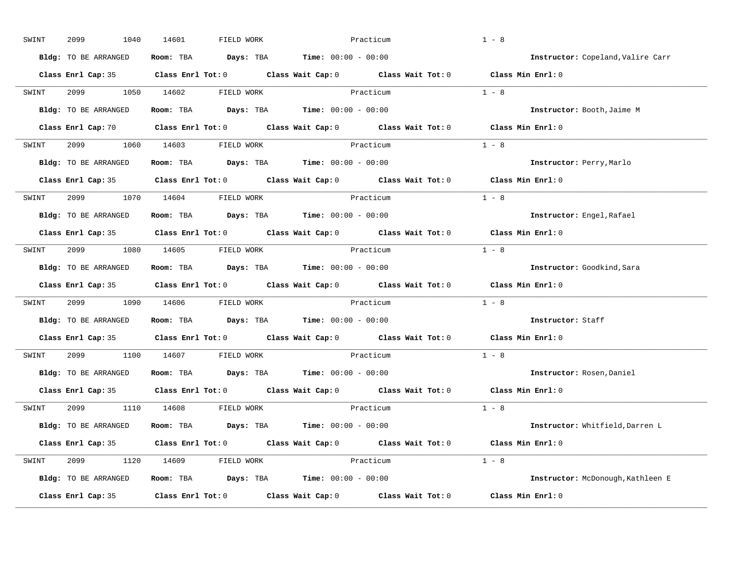SWINT 2099 1040 14601 FIELD WORK Practicum 1 - 8

**Bldg:** TO BE ARRANGED **Room:** TBA **Days:** TBA **Time:** 00:00 - 00:00 **Instructor:** Copeland,Valire Carr

**Class Enrl Cap:** 35 **Class Enrl Tot:** 0 **Class Wait Cap:** 0 **Class Wait Tot:** 0 **Class Min Enrl:** 0

---

SWINT 2099 1050 14602 FIELD WORK Practicum 1 - 8

**Bldg:** TO BE ARRANGED **Room:** TBA **Days:** TBA **Time:** 00:00 - 00:00 **Instructor:** Booth,Jaime M

**Class Enrl Cap:** 70 **Class Enrl Tot:** 0 **Class Wait Cap:** 0 **Class Wait Tot:** 0 **Class Min Enrl:** 0

---

SWINT 2099 1060 14603 FIELD WORK Practicum 1 - 8

**Bldg:** TO BE ARRANGED **Room:** TBA **Days:** TBA **Time:** 00:00 - 00:00 **Instructor:** Perry,Marlo

**Class Enrl Cap:** 35 **Class Enrl Tot:** 0 **Class Wait Cap:** 0 **Class Wait Tot:** 0 **Class Min Enrl:** 0

---

SWINT 2099 1070 14604 FIELD WORK Practicum 1 - 8

**Bldg:** TO BE ARRANGED **Room:** TBA **Days:** TBA **Time:** 00:00 - 00:00 **Instructor:** Engel,Rafael

**Class Enrl Cap:** 35 **Class Enrl Tot:** 0 **Class Wait Cap:** 0 **Class Wait Tot:** 0 **Class Min Enrl:** 0

---

SWINT 2099 1080 14605 FIELD WORK Practicum 1 - 8

**Bldg:** TO BE ARRANGED **Room:** TBA **Days:** TBA **Time:** 00:00 - 00:00 **Instructor:** Goodkind,Sara

**Class Enrl Cap:** 35 **Class Enrl Tot:** 0 **Class Wait Cap:** 0 **Class Wait Tot:** 0 **Class Min Enrl:** 0

---

SWINT 2099 1090 14606 FIELD WORK Practicum 1 - 8

**Bldg:** TO BE ARRANGED **Room:** TBA **Days:** TBA **Time:** 00:00 - 00:00 **Instructor:** Staff

**Class Enrl Cap:** 35 **Class Enrl Tot:** 0 **Class Wait Cap:** 0 **Class Wait Tot:** 0 **Class Min Enrl:** 0

---

SWINT 2099 1100 14607 FIELD WORK Practicum 1 - 8

**Bldg:** TO BE ARRANGED **Room:** TBA **Days:** TBA **Time:** 00:00 - 00:00 **Instructor:** Rosen,Daniel

**Class Enrl Cap:** 35 **Class Enrl Tot:** 0 **Class Wait Cap:** 0 **Class Wait Tot:** 0 **Class Min Enrl:** 0

---

SWINT 2099 1110 14608 FIELD WORK Practicum 1 - 8

**Bldg:** TO BE ARRANGED **Room:** TBA **Days:** TBA **Time:** 00:00 - 00:00 **Instructor:** Whitfield,Darren L

**Class Enrl Cap:** 35 **Class Enrl Tot:** 0 **Class Wait Cap:** 0 **Class Wait Tot:** 0 **Class Min Enrl:** 0

---

SWINT 2099 1120 14609 FIELD WORK Practicum 1 - 8

**Bldg:** TO BE ARRANGED **Room:** TBA **Days:** TBA **Time:** 00:00 - 00:00 **Instructor:** McDonough,Kathleen E

**Class Enrl Cap:** 35 **Class Enrl Tot:** 0 **Class Wait Cap:** 0 **Class Wait Tot:** 0 **Class Min Enrl:** 0

---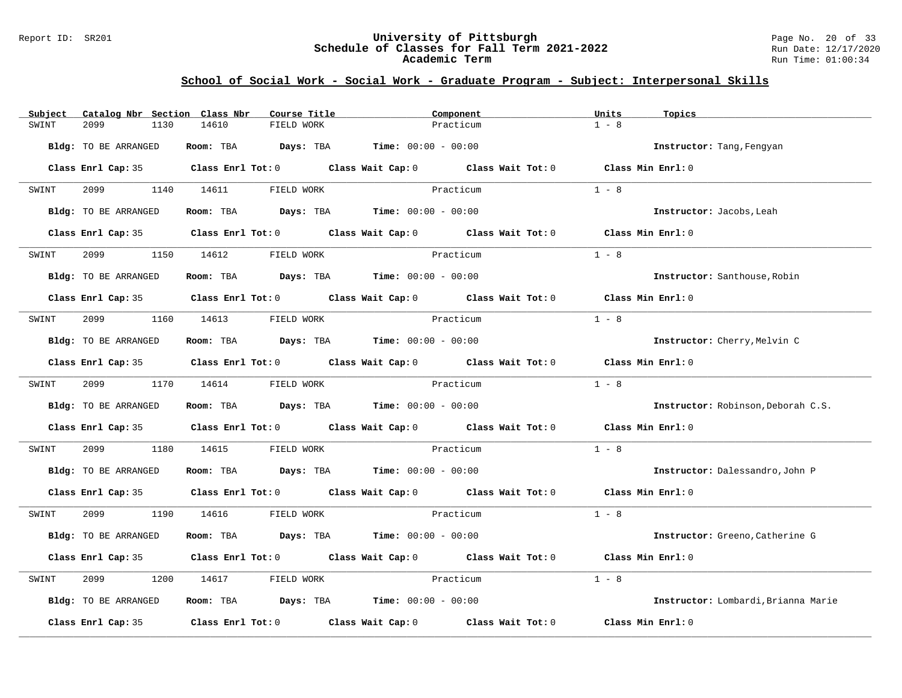## School of Social Work - Social Work - Graduate Program - Subject: Interpersonal Skills

| Subject | Catalog Nbr | Section | Class Nbr | Course Title | Component | Units | Topics |
|---|---|---|---|---|---|---|---|
| SWINT | 2099 | 1130 | 14610 | FIELD WORK | Practicum | 1 - 8 | |

**Bldg:** TO BE ARRANGED **Room:** TBA **Days:** TBA **Time:** 00:00 - 00:00 **Instructor:** Tang,Fengyan

**Class Enrl Cap:** 35 **Class Enrl Tot:** 0 **Class Wait Cap:** 0 **Class Wait Tot:** 0 **Class Min Enrl:** 0

| Subject | Catalog Nbr | Section | Class Nbr | Course Title | Component | Units | Topics |
|---|---|---|---|---|---|---|---|
| SWINT | 2099 | 1140 | 14611 | FIELD WORK | Practicum | 1 - 8 | |

**Bldg:** TO BE ARRANGED **Room:** TBA **Days:** TBA **Time:** 00:00 - 00:00 **Instructor:** Jacobs,Leah

**Class Enrl Cap:** 35 **Class Enrl Tot:** 0 **Class Wait Cap:** 0 **Class Wait Tot:** 0 **Class Min Enrl:** 0

| Subject | Catalog Nbr | Section | Class Nbr | Course Title | Component | Units | Topics |
|---|---|---|---|---|---|---|---|
| SWINT | 2099 | 1150 | 14612 | FIELD WORK | Practicum | 1 - 8 | |

**Bldg:** TO BE ARRANGED **Room:** TBA **Days:** TBA **Time:** 00:00 - 00:00 **Instructor:** Santhouse,Robin

**Class Enrl Cap:** 35 **Class Enrl Tot:** 0 **Class Wait Cap:** 0 **Class Wait Tot:** 0 **Class Min Enrl:** 0

| Subject | Catalog Nbr | Section | Class Nbr | Course Title | Component | Units | Topics |
|---|---|---|---|---|---|---|---|
| SWINT | 2099 | 1160 | 14613 | FIELD WORK | Practicum | 1 - 8 | |

**Bldg:** TO BE ARRANGED **Room:** TBA **Days:** TBA **Time:** 00:00 - 00:00 **Instructor:** Cherry,Melvin C

**Class Enrl Cap:** 35 **Class Enrl Tot:** 0 **Class Wait Cap:** 0 **Class Wait Tot:** 0 **Class Min Enrl:** 0

| Subject | Catalog Nbr | Section | Class Nbr | Course Title | Component | Units | Topics |
|---|---|---|---|---|---|---|---|
| SWINT | 2099 | 1170 | 14614 | FIELD WORK | Practicum | 1 - 8 | |

**Bldg:** TO BE ARRANGED **Room:** TBA **Days:** TBA **Time:** 00:00 - 00:00 **Instructor:** Robinson,Deborah C.S.

**Class Enrl Cap:** 35 **Class Enrl Tot:** 0 **Class Wait Cap:** 0 **Class Wait Tot:** 0 **Class Min Enrl:** 0

| Subject | Catalog Nbr | Section | Class Nbr | Course Title | Component | Units | Topics |
|---|---|---|---|---|---|---|---|
| SWINT | 2099 | 1180 | 14615 | FIELD WORK | Practicum | 1 - 8 | |

**Bldg:** TO BE ARRANGED **Room:** TBA **Days:** TBA **Time:** 00:00 - 00:00 **Instructor:** Dalessandro,John P

**Class Enrl Cap:** 35 **Class Enrl Tot:** 0 **Class Wait Cap:** 0 **Class Wait Tot:** 0 **Class Min Enrl:** 0

| Subject | Catalog Nbr | Section | Class Nbr | Course Title | Component | Units | Topics |
|---|---|---|---|---|---|---|---|
| SWINT | 2099 | 1190 | 14616 | FIELD WORK | Practicum | 1 - 8 | |

**Bldg:** TO BE ARRANGED **Room:** TBA **Days:** TBA **Time:** 00:00 - 00:00 **Instructor:** Greeno,Catherine G

**Class Enrl Cap:** 35 **Class Enrl Tot:** 0 **Class Wait Cap:** 0 **Class Wait Tot:** 0 **Class Min Enrl:** 0

| Subject | Catalog Nbr | Section | Class Nbr | Course Title | Component | Units | Topics |
|---|---|---|---|---|---|---|---|
| SWINT | 2099 | 1200 | 14617 | FIELD WORK | Practicum | 1 - 8 | |

**Bldg:** TO BE ARRANGED **Room:** TBA **Days:** TBA **Time:** 00:00 - 00:00 **Instructor:** Lombardi,Brianna Marie

**Class Enrl Cap:** 35 **Class Enrl Tot:** 0 **Class Wait Cap:** 0 **Class Wait Tot:** 0 **Class Min Enrl:** 0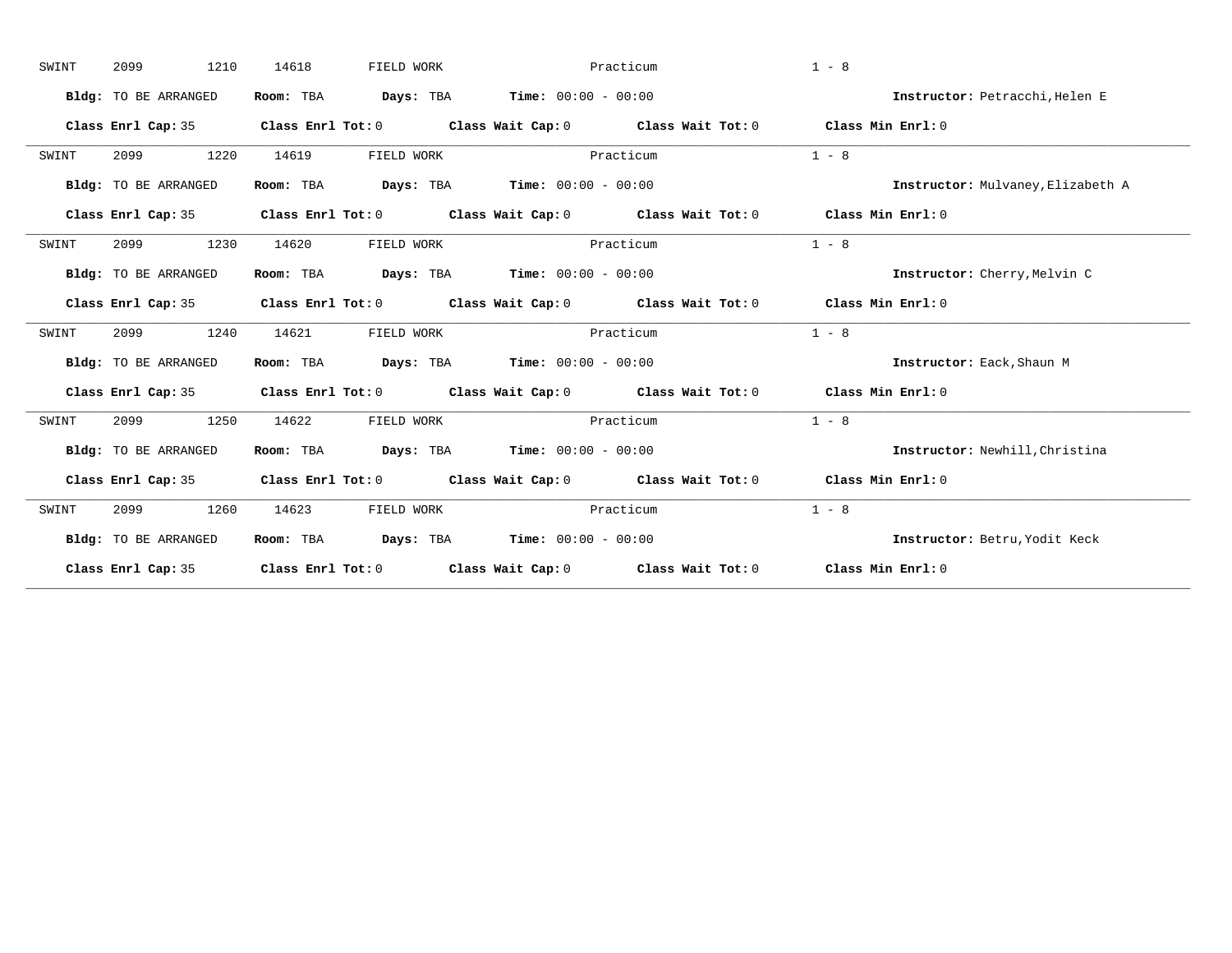SWINT 2099 1210 14618 FIELD WORK Practicum 1 - 8

**Bldg:** TO BE ARRANGED **Room:** TBA **Days:** TBA **Time:** 00:00 - 00:00 **Instructor:** Petracchi,Helen E

**Class Enrl Cap:** 35 **Class Enrl Tot:** 0 **Class Wait Cap:** 0 **Class Wait Tot:** 0 **Class Min Enrl:** 0

---

SWINT 2099 1220 14619 FIELD WORK Practicum 1 - 8

**Bldg:** TO BE ARRANGED **Room:** TBA **Days:** TBA **Time:** 00:00 - 00:00 **Instructor:** Mulvaney,Elizabeth A

**Class Enrl Cap:** 35 **Class Enrl Tot:** 0 **Class Wait Cap:** 0 **Class Wait Tot:** 0 **Class Min Enrl:** 0

---

SWINT 2099 1230 14620 FIELD WORK Practicum 1 - 8

**Bldg:** TO BE ARRANGED **Room:** TBA **Days:** TBA **Time:** 00:00 - 00:00 **Instructor:** Cherry,Melvin C

**Class Enrl Cap:** 35 **Class Enrl Tot:** 0 **Class Wait Cap:** 0 **Class Wait Tot:** 0 **Class Min Enrl:** 0

---

SWINT 2099 1240 14621 FIELD WORK Practicum 1 - 8

**Bldg:** TO BE ARRANGED **Room:** TBA **Days:** TBA **Time:** 00:00 - 00:00 **Instructor:** Eack,Shaun M

**Class Enrl Cap:** 35 **Class Enrl Tot:** 0 **Class Wait Cap:** 0 **Class Wait Tot:** 0 **Class Min Enrl:** 0

---

SWINT 2099 1250 14622 FIELD WORK Practicum 1 - 8

**Bldg:** TO BE ARRANGED **Room:** TBA **Days:** TBA **Time:** 00:00 - 00:00 **Instructor:** Newhill,Christina

**Class Enrl Cap:** 35 **Class Enrl Tot:** 0 **Class Wait Cap:** 0 **Class Wait Tot:** 0 **Class Min Enrl:** 0

---

SWINT 2099 1260 14623 FIELD WORK Practicum 1 - 8

**Bldg:** TO BE ARRANGED **Room:** TBA **Days:** TBA **Time:** 00:00 - 00:00 **Instructor:** Betru,Yodit Keck

**Class Enrl Cap:** 35 **Class Enrl Tot:** 0 **Class Wait Cap:** 0 **Class Wait Tot:** 0 **Class Min Enrl:** 0

---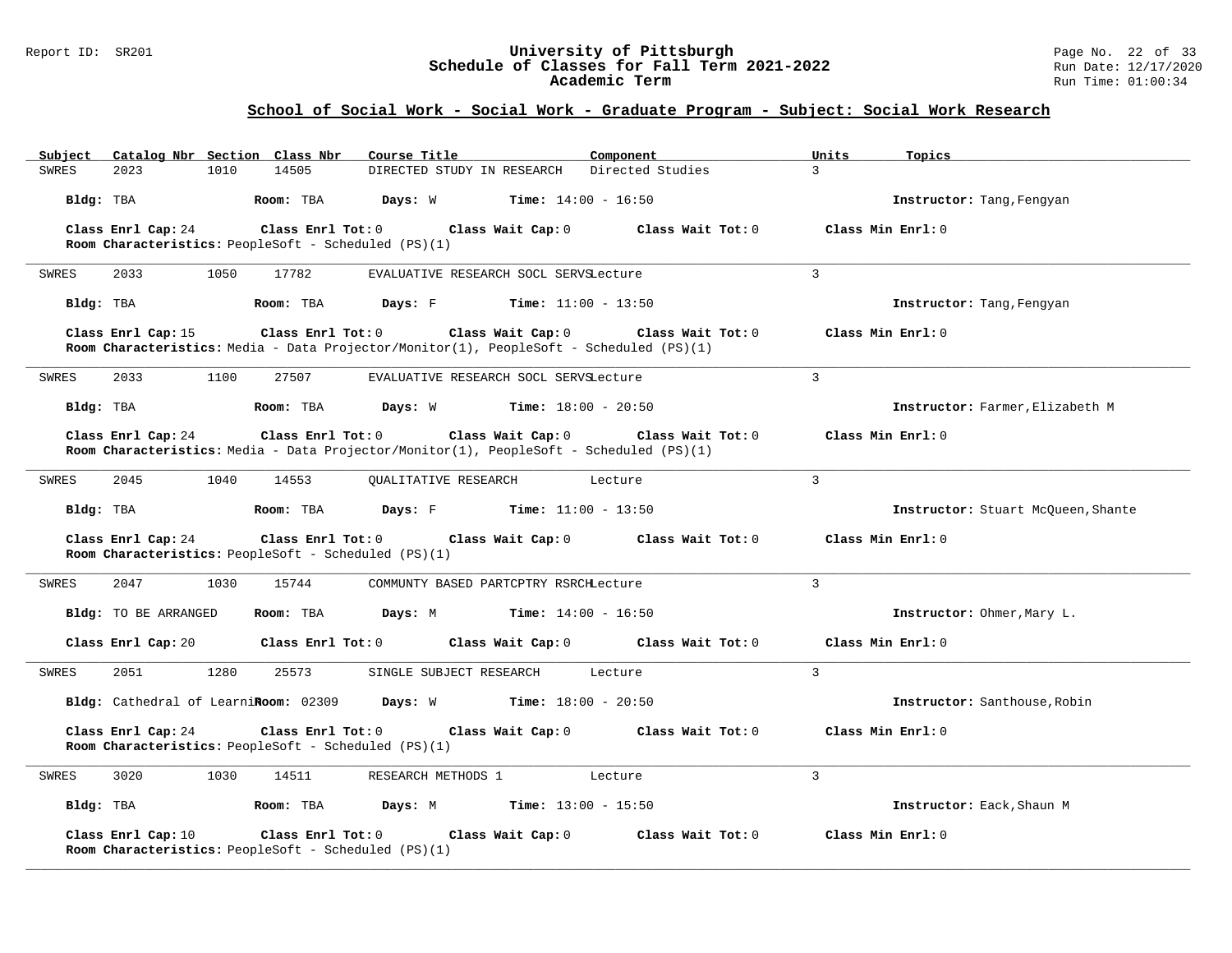## School of Social Work - Social Work - Graduate Program - Subject: Social Work Research

| Subject | Catalog Nbr | Section | Class Nbr | Course Title | Component | Units | Topics |
|---|---|---|---|---|---|---|---|
| SWRES | 2023 | 1010 | 14505 | DIRECTED STUDY IN RESEARCH | Directed Studies | 3 | |

**Bldg:** TBA **Room:** TBA **Days:** W **Time:** 14:00 - 16:50 **Instructor:** Tang,Fengyan

**Class Enrl Cap:** 24 **Class Enrl Tot:** 0 **Class Wait Cap:** 0 **Class Wait Tot:** 0 **Class Min Enrl:** 0
**Room Characteristics:** PeopleSoft - Scheduled (PS)(1)

---

| Subject | Catalog Nbr | Section | Class Nbr | Course Title | Component | Units | Topics |
|---|---|---|---|---|---|---|---|
| SWRES | 2033 | 1050 | 17782 | EVALUATIVE RESEARCH SOCL SERVS | Lecture | 3 | |

**Bldg:** TBA **Room:** TBA **Days:** F **Time:** 11:00 - 13:50 **Instructor:** Tang,Fengyan

**Class Enrl Cap:** 15 **Class Enrl Tot:** 0 **Class Wait Cap:** 0 **Class Wait Tot:** 0 **Class Min Enrl:** 0
**Room Characteristics:** Media - Data Projector/Monitor(1), PeopleSoft - Scheduled (PS)(1)

---

| Subject | Catalog Nbr | Section | Class Nbr | Course Title | Component | Units | Topics |
|---|---|---|---|---|---|---|---|
| SWRES | 2033 | 1100 | 27507 | EVALUATIVE RESEARCH SOCL SERVS | Lecture | 3 | |

**Bldg:** TBA **Room:** TBA **Days:** W **Time:** 18:00 - 20:50 **Instructor:** Farmer,Elizabeth M

**Class Enrl Cap:** 24 **Class Enrl Tot:** 0 **Class Wait Cap:** 0 **Class Wait Tot:** 0 **Class Min Enrl:** 0
**Room Characteristics:** Media - Data Projector/Monitor(1), PeopleSoft - Scheduled (PS)(1)

---

| Subject | Catalog Nbr | Section | Class Nbr | Course Title | Component | Units | Topics |
|---|---|---|---|---|---|---|---|
| SWRES | 2045 | 1040 | 14553 | QUALITATIVE RESEARCH | Lecture | 3 | |

**Bldg:** TBA **Room:** TBA **Days:** F **Time:** 11:00 - 13:50 **Instructor:** Stuart McQueen,Shante

**Class Enrl Cap:** 24 **Class Enrl Tot:** 0 **Class Wait Cap:** 0 **Class Wait Tot:** 0 **Class Min Enrl:** 0
**Room Characteristics:** PeopleSoft - Scheduled (PS)(1)

---

| Subject | Catalog Nbr | Section | Class Nbr | Course Title | Component | Units | Topics |
|---|---|---|---|---|---|---|---|
| SWRES | 2047 | 1030 | 15744 | COMMUNTY BASED PARTCPTRY RSRCH | Lecture | 3 | |

**Bldg:** TO BE ARRANGED **Room:** TBA **Days:** M **Time:** 14:00 - 16:50 **Instructor:** Ohmer,Mary L.

**Class Enrl Cap:** 20 **Class Enrl Tot:** 0 **Class Wait Cap:** 0 **Class Wait Tot:** 0 **Class Min Enrl:** 0

---

| Subject | Catalog Nbr | Section | Class Nbr | Course Title | Component | Units | Topics |
|---|---|---|---|---|---|---|---|
| SWRES | 2051 | 1280 | 25573 | SINGLE SUBJECT RESEARCH | Lecture | 3 | |

**Bldg:** Cathedral of Learnin **Room:** 02309 **Days:** W **Time:** 18:00 - 20:50 **Instructor:** Santhouse,Robin

**Class Enrl Cap:** 24 **Class Enrl Tot:** 0 **Class Wait Cap:** 0 **Class Wait Tot:** 0 **Class Min Enrl:** 0
**Room Characteristics:** PeopleSoft - Scheduled (PS)(1)

---

| Subject | Catalog Nbr | Section | Class Nbr | Course Title | Component | Units | Topics |
|---|---|---|---|---|---|---|---|
| SWRES | 3020 | 1030 | 14511 | RESEARCH METHODS 1 | Lecture | 3 | |

**Bldg:** TBA **Room:** TBA **Days:** M **Time:** 13:00 - 15:50 **Instructor:** Eack,Shaun M

**Class Enrl Cap:** 10 **Class Enrl Tot:** 0 **Class Wait Cap:** 0 **Class Wait Tot:** 0 **Class Min Enrl:** 0
**Room Characteristics:** PeopleSoft - Scheduled (PS)(1)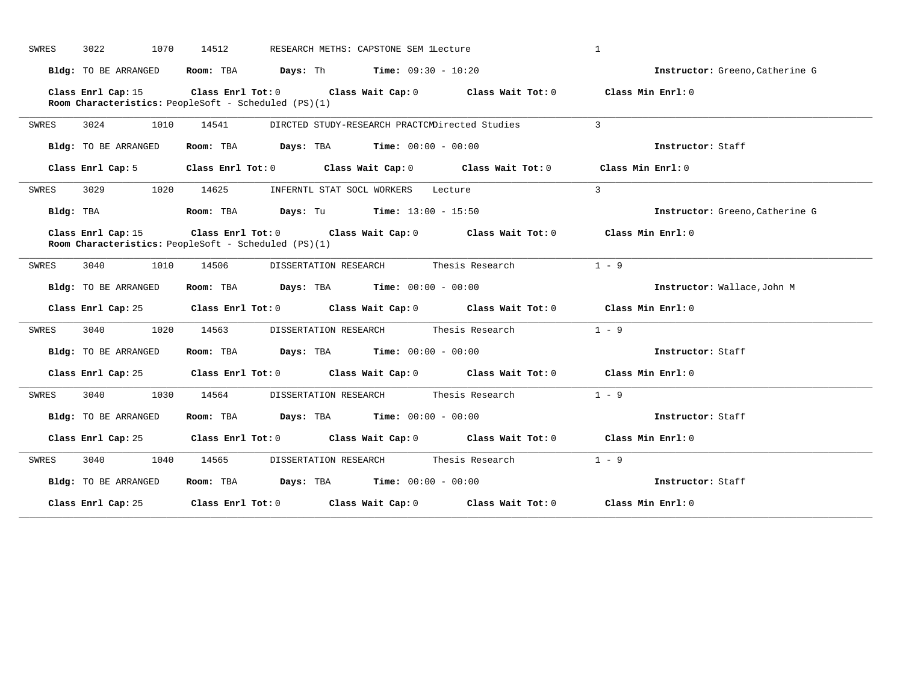SWRES 3022 1070 14512 RESEARCH METHS: CAPSTONE SEM 1 Lecture 1

**Bldg:** TO BE ARRANGED **Room:** TBA **Days:** Th **Time:** 09:30 - 10:20 **Instructor:** Greeno,Catherine G

**Class Enrl Cap:** 15 **Class Enrl Tot:** 0 **Class Wait Cap:** 0 **Class Wait Tot:** 0 **Class Min Enrl:** 0
**Room Characteristics:** PeopleSoft - Scheduled (PS)(1)

---

SWRES 3024 1010 14541 DIRCTED STUDY-RESEARCH PRACTCM Directed Studies 3

**Bldg:** TO BE ARRANGED **Room:** TBA **Days:** TBA **Time:** 00:00 - 00:00 **Instructor:** Staff

**Class Enrl Cap:** 5 **Class Enrl Tot:** 0 **Class Wait Cap:** 0 **Class Wait Tot:** 0 **Class Min Enrl:** 0

---

SWRES 3029 1020 14625 INFERNTL STAT SOCL WORKERS Lecture 3

**Bldg:** TBA **Room:** TBA **Days:** Tu **Time:** 13:00 - 15:50 **Instructor:** Greeno,Catherine G

**Class Enrl Cap:** 15 **Class Enrl Tot:** 0 **Class Wait Cap:** 0 **Class Wait Tot:** 0 **Class Min Enrl:** 0
**Room Characteristics:** PeopleSoft - Scheduled (PS)(1)

---

SWRES 3040 1010 14506 DISSERTATION RESEARCH Thesis Research 1 - 9

**Bldg:** TO BE ARRANGED **Room:** TBA **Days:** TBA **Time:** 00:00 - 00:00 **Instructor:** Wallace,John M

**Class Enrl Cap:** 25 **Class Enrl Tot:** 0 **Class Wait Cap:** 0 **Class Wait Tot:** 0 **Class Min Enrl:** 0

---

SWRES 3040 1020 14563 DISSERTATION RESEARCH Thesis Research 1 - 9

**Bldg:** TO BE ARRANGED **Room:** TBA **Days:** TBA **Time:** 00:00 - 00:00 **Instructor:** Staff

**Class Enrl Cap:** 25 **Class Enrl Tot:** 0 **Class Wait Cap:** 0 **Class Wait Tot:** 0 **Class Min Enrl:** 0

---

SWRES 3040 1030 14564 DISSERTATION RESEARCH Thesis Research 1 - 9

**Bldg:** TO BE ARRANGED **Room:** TBA **Days:** TBA **Time:** 00:00 - 00:00 **Instructor:** Staff

**Class Enrl Cap:** 25 **Class Enrl Tot:** 0 **Class Wait Cap:** 0 **Class Wait Tot:** 0 **Class Min Enrl:** 0

---

SWRES 3040 1040 14565 DISSERTATION RESEARCH Thesis Research 1 - 9

**Bldg:** TO BE ARRANGED **Room:** TBA **Days:** TBA **Time:** 00:00 - 00:00 **Instructor:** Staff

**Class Enrl Cap:** 25 **Class Enrl Tot:** 0 **Class Wait Cap:** 0 **Class Wait Tot:** 0 **Class Min Enrl:** 0

---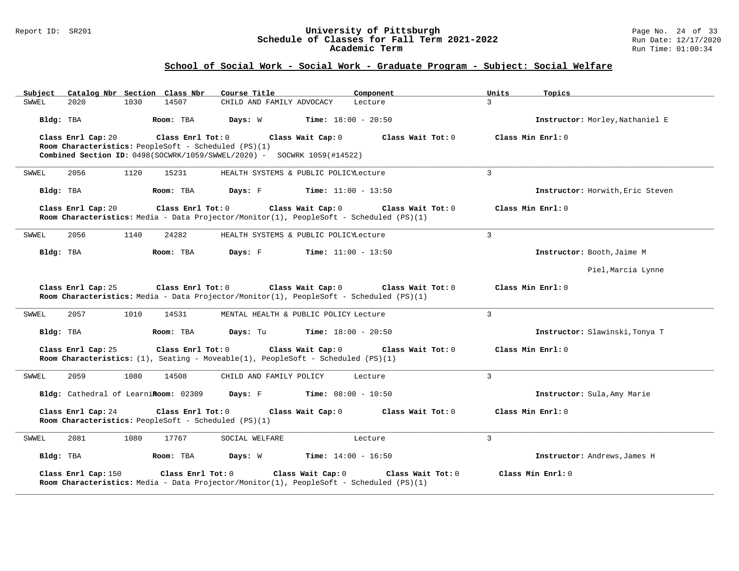## School of Social Work - Social Work - Graduate Program - Subject: Social Welfare

| Subject | Catalog Nbr | Section | Class Nbr | Course Title | Component | Units | Topics |
|---|---|---|---|---|---|---|---|
| SWWEL | 2020 | 1030 | 14507 | CHILD AND FAMILY ADVOCACY | Lecture | 3 | |

**Bldg:** TBA **Room:** TBA **Days:** W **Time:** 18:00 - 20:50 **Instructor:** Morley,Nathaniel E

**Class Enrl Cap:** 20 **Class Enrl Tot:** 0 **Class Wait Cap:** 0 **Class Wait Tot:** 0 **Class Min Enrl:** 0
**Room Characteristics:** PeopleSoft - Scheduled (PS)(1)
**Combined Section ID:** 0498(SOCWRK/1059/SWWEL/2020) - SOCWRK 1059(#14522)

---

| Subject | Catalog Nbr | Section | Class Nbr | Course Title | Component | Units | Topics |
|---|---|---|---|---|---|---|---|
| SWWEL | 2056 | 1120 | 15231 | HEALTH SYSTEMS & PUBLIC POLICY | Lecture | 3 | |

**Bldg:** TBA **Room:** TBA **Days:** F **Time:** 11:00 - 13:50 **Instructor:** Horwith,Eric Steven

**Class Enrl Cap:** 20 **Class Enrl Tot:** 0 **Class Wait Cap:** 0 **Class Wait Tot:** 0 **Class Min Enrl:** 0
**Room Characteristics:** Media - Data Projector/Monitor(1), PeopleSoft - Scheduled (PS)(1)

---

| Subject | Catalog Nbr | Section | Class Nbr | Course Title | Component | Units | Topics |
|---|---|---|---|---|---|---|---|
| SWWEL | 2056 | 1140 | 24282 | HEALTH SYSTEMS & PUBLIC POLICY | Lecture | 3 | |

**Bldg:** TBA **Room:** TBA **Days:** F **Time:** 11:00 - 13:50 **Instructor:** Booth,Jaime M
Piel,Marcia Lynne

**Class Enrl Cap:** 25 **Class Enrl Tot:** 0 **Class Wait Cap:** 0 **Class Wait Tot:** 0 **Class Min Enrl:** 0
**Room Characteristics:** Media - Data Projector/Monitor(1), PeopleSoft - Scheduled (PS)(1)

---

| Subject | Catalog Nbr | Section | Class Nbr | Course Title | Component | Units | Topics |
|---|---|---|---|---|---|---|---|
| SWWEL | 2057 | 1010 | 14531 | MENTAL HEALTH & PUBLIC POLICY | Lecture | 3 | |

**Bldg:** TBA **Room:** TBA **Days:** Tu **Time:** 18:00 - 20:50 **Instructor:** Slawinski,Tonya T

**Class Enrl Cap:** 25 **Class Enrl Tot:** 0 **Class Wait Cap:** 0 **Class Wait Tot:** 0 **Class Min Enrl:** 0
**Room Characteristics:** (1), Seating - Moveable(1), PeopleSoft - Scheduled (PS)(1)

---

| Subject | Catalog Nbr | Section | Class Nbr | Course Title | Component | Units | Topics |
|---|---|---|---|---|---|---|---|
| SWWEL | 2059 | 1080 | 14508 | CHILD AND FAMILY POLICY | Lecture | 3 | |

**Bldg:** Cathedral of Learnin **Room:** 02309 **Days:** F **Time:** 08:00 - 10:50 **Instructor:** Sula,Amy Marie

**Class Enrl Cap:** 24 **Class Enrl Tot:** 0 **Class Wait Cap:** 0 **Class Wait Tot:** 0 **Class Min Enrl:** 0
**Room Characteristics:** PeopleSoft - Scheduled (PS)(1)

---

| Subject | Catalog Nbr | Section | Class Nbr | Course Title | Component | Units | Topics |
|---|---|---|---|---|---|---|---|
| SWWEL | 2081 | 1080 | 17767 | SOCIAL WELFARE | Lecture | 3 | |

**Bldg:** TBA **Room:** TBA **Days:** W **Time:** 14:00 - 16:50 **Instructor:** Andrews,James H

**Class Enrl Cap:** 150 **Class Enrl Tot:** 0 **Class Wait Cap:** 0 **Class Wait Tot:** 0 **Class Min Enrl:** 0
**Room Characteristics:** Media - Data Projector/Monitor(1), PeopleSoft - Scheduled (PS)(1)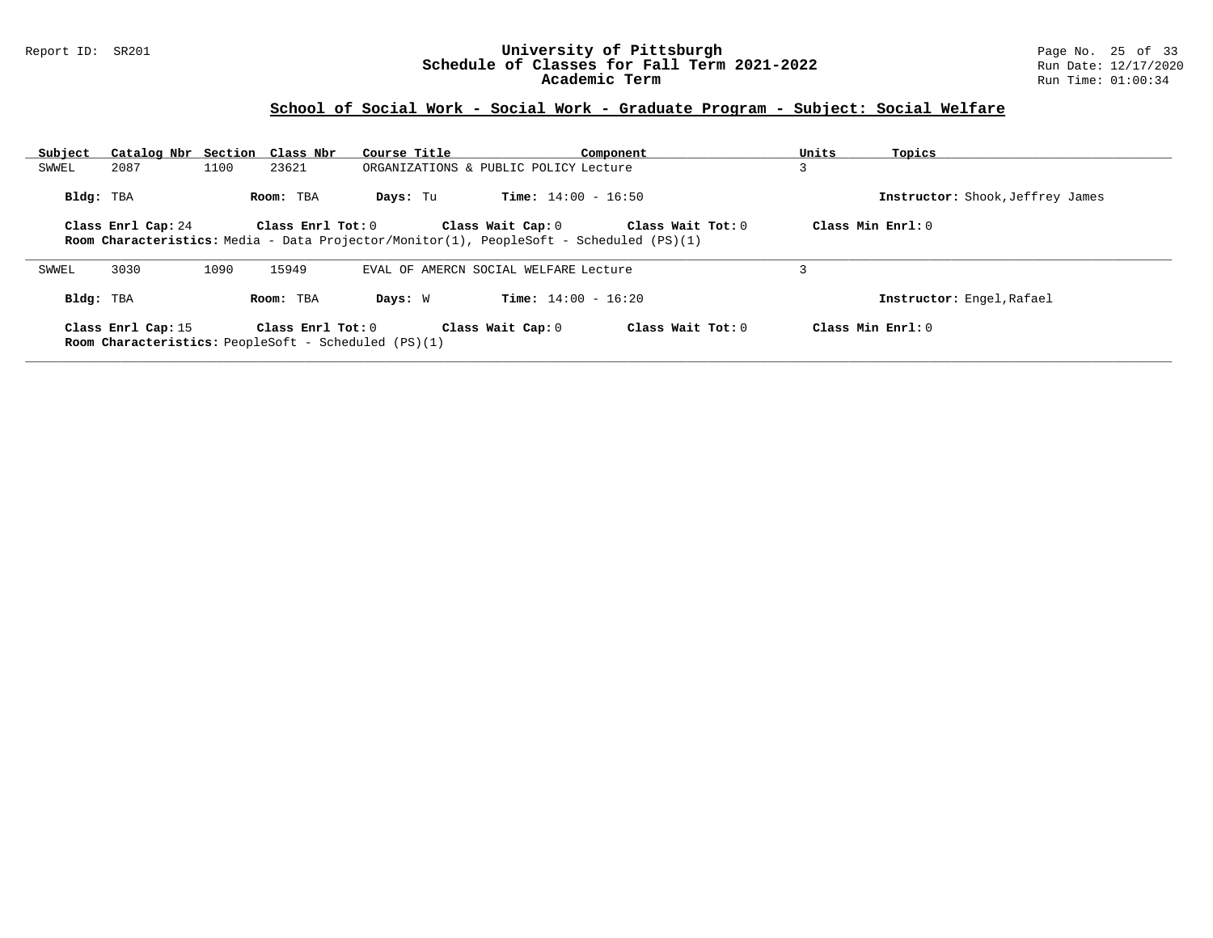## School of Social Work - Social Work - Graduate Program - Subject: Social Welfare

| Subject | Catalog Nbr | Section | Class Nbr | Course Title | Component | Units | Topics |
|---|---|---|---|---|---|---|---|
| SWWEL | 2087 | 1100 | 23621 | ORGANIZATIONS & PUBLIC POLICY | Lecture | 3 | |

**Bldg:** TBA **Room:** TBA **Days:** Tu **Time:** 14:00 - 16:50 **Instructor:** Shook,Jeffrey James

**Class Enrl Cap:** 24 **Class Enrl Tot:** 0 **Class Wait Cap:** 0 **Class Wait Tot:** 0 **Class Min Enrl:** 0

**Room Characteristics:** Media - Data Projector/Monitor(1), PeopleSoft - Scheduled (PS)(1)

---

| Subject | Catalog Nbr | Section | Class Nbr | Course Title | Component | Units | Topics |
|---|---|---|---|---|---|---|---|
| SWWEL | 3030 | 1090 | 15949 | EVAL OF AMERCN SOCIAL WELFARE | Lecture | 3 | |

**Bldg:** TBA **Room:** TBA **Days:** W **Time:** 14:00 - 16:20 **Instructor:** Engel,Rafael

**Class Enrl Cap:** 15 **Class Enrl Tot:** 0 **Class Wait Cap:** 0 **Class Wait Tot:** 0 **Class Min Enrl:** 0

**Room Characteristics:** PeopleSoft - Scheduled (PS)(1)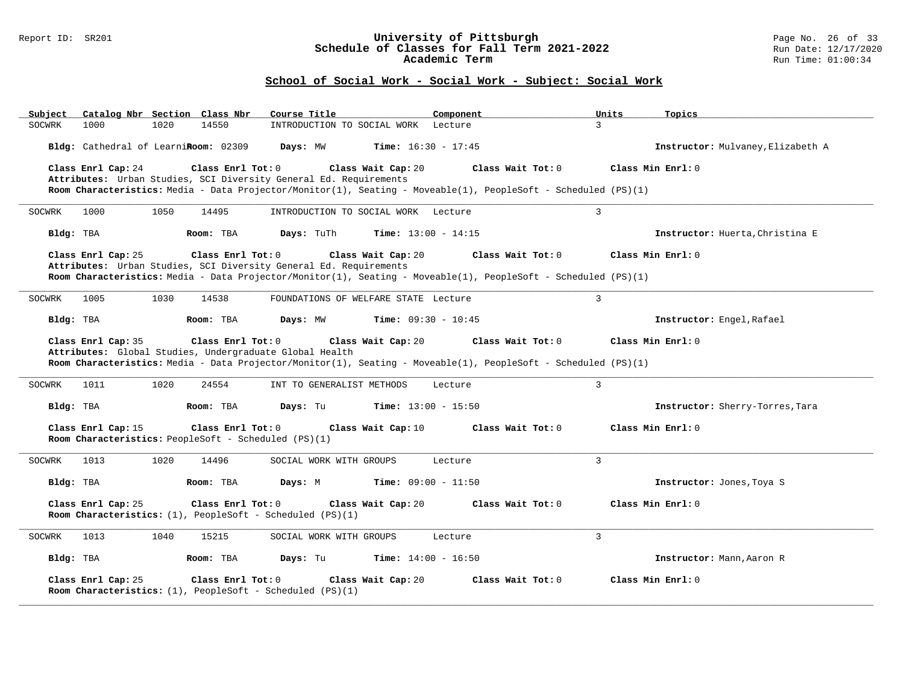## School of Social Work - Social Work - Subject: Social Work

| Subject | Catalog Nbr | Section | Class Nbr | Course Title | Component | Units | Topics |
|---|---|---|---|---|---|---|---|
| SOCWRK | 1000 | 1020 | 14550 | INTRODUCTION TO SOCIAL WORK | Lecture | 3 | |

**Bldg:** Cathedral of Learni **Room:** 02309 **Days:** MW **Time:** 16:30 - 17:45 **Instructor:** Mulvaney,Elizabeth A

**Class Enrl Cap:** 24 **Class Enrl Tot:** 0 **Class Wait Cap:** 20 **Class Wait Tot:** 0 **Class Min Enrl:** 0

**Attributes:** Urban Studies, SCI Diversity General Ed. Requirements

**Room Characteristics:** Media - Data Projector/Monitor(1), Seating - Moveable(1), PeopleSoft - Scheduled (PS)(1)

---

| Subject | Catalog Nbr | Section | Class Nbr | Course Title | Component | Units | Topics |
|---|---|---|---|---|---|---|---|
| SOCWRK | 1000 | 1050 | 14495 | INTRODUCTION TO SOCIAL WORK | Lecture | 3 | |

**Bldg:** TBA **Room:** TBA **Days:** TuTh **Time:** 13:00 - 14:15 **Instructor:** Huerta,Christina E

**Class Enrl Cap:** 25 **Class Enrl Tot:** 0 **Class Wait Cap:** 20 **Class Wait Tot:** 0 **Class Min Enrl:** 0

**Attributes:** Urban Studies, SCI Diversity General Ed. Requirements

**Room Characteristics:** Media - Data Projector/Monitor(1), Seating - Moveable(1), PeopleSoft - Scheduled (PS)(1)

---

| Subject | Catalog Nbr | Section | Class Nbr | Course Title | Component | Units | Topics |
|---|---|---|---|---|---|---|---|
| SOCWRK | 1005 | 1030 | 14538 | FOUNDATIONS OF WELFARE STATE | Lecture | 3 | |

**Bldg:** TBA **Room:** TBA **Days:** MW **Time:** 09:30 - 10:45 **Instructor:** Engel,Rafael

**Class Enrl Cap:** 35 **Class Enrl Tot:** 0 **Class Wait Cap:** 20 **Class Wait Tot:** 0 **Class Min Enrl:** 0

**Attributes:** Global Studies, Undergraduate Global Health

**Room Characteristics:** Media - Data Projector/Monitor(1), Seating - Moveable(1), PeopleSoft - Scheduled (PS)(1)

---

| Subject | Catalog Nbr | Section | Class Nbr | Course Title | Component | Units | Topics |
|---|---|---|---|---|---|---|---|
| SOCWRK | 1011 | 1020 | 24554 | INT TO GENERALIST METHODS | Lecture | 3 | |

**Bldg:** TBA **Room:** TBA **Days:** Tu **Time:** 13:00 - 15:50 **Instructor:** Sherry-Torres,Tara

**Class Enrl Cap:** 15 **Class Enrl Tot:** 0 **Class Wait Cap:** 10 **Class Wait Tot:** 0 **Class Min Enrl:** 0

**Room Characteristics:** PeopleSoft - Scheduled (PS)(1)

---

| Subject | Catalog Nbr | Section | Class Nbr | Course Title | Component | Units | Topics |
|---|---|---|---|---|---|---|---|
| SOCWRK | 1013 | 1020 | 14496 | SOCIAL WORK WITH GROUPS | Lecture | 3 | |

**Bldg:** TBA **Room:** TBA **Days:** M **Time:** 09:00 - 11:50 **Instructor:** Jones,Toya S

**Class Enrl Cap:** 25 **Class Enrl Tot:** 0 **Class Wait Cap:** 20 **Class Wait Tot:** 0 **Class Min Enrl:** 0

**Room Characteristics:** (1), PeopleSoft - Scheduled (PS)(1)

---

| Subject | Catalog Nbr | Section | Class Nbr | Course Title | Component | Units | Topics |
|---|---|---|---|---|---|---|---|
| SOCWRK | 1013 | 1040 | 15215 | SOCIAL WORK WITH GROUPS | Lecture | 3 | |

**Bldg:** TBA **Room:** TBA **Days:** Tu **Time:** 14:00 - 16:50 **Instructor:** Mann,Aaron R

**Class Enrl Cap:** 25 **Class Enrl Tot:** 0 **Class Wait Cap:** 20 **Class Wait Tot:** 0 **Class Min Enrl:** 0

**Room Characteristics:** (1), PeopleSoft - Scheduled (PS)(1)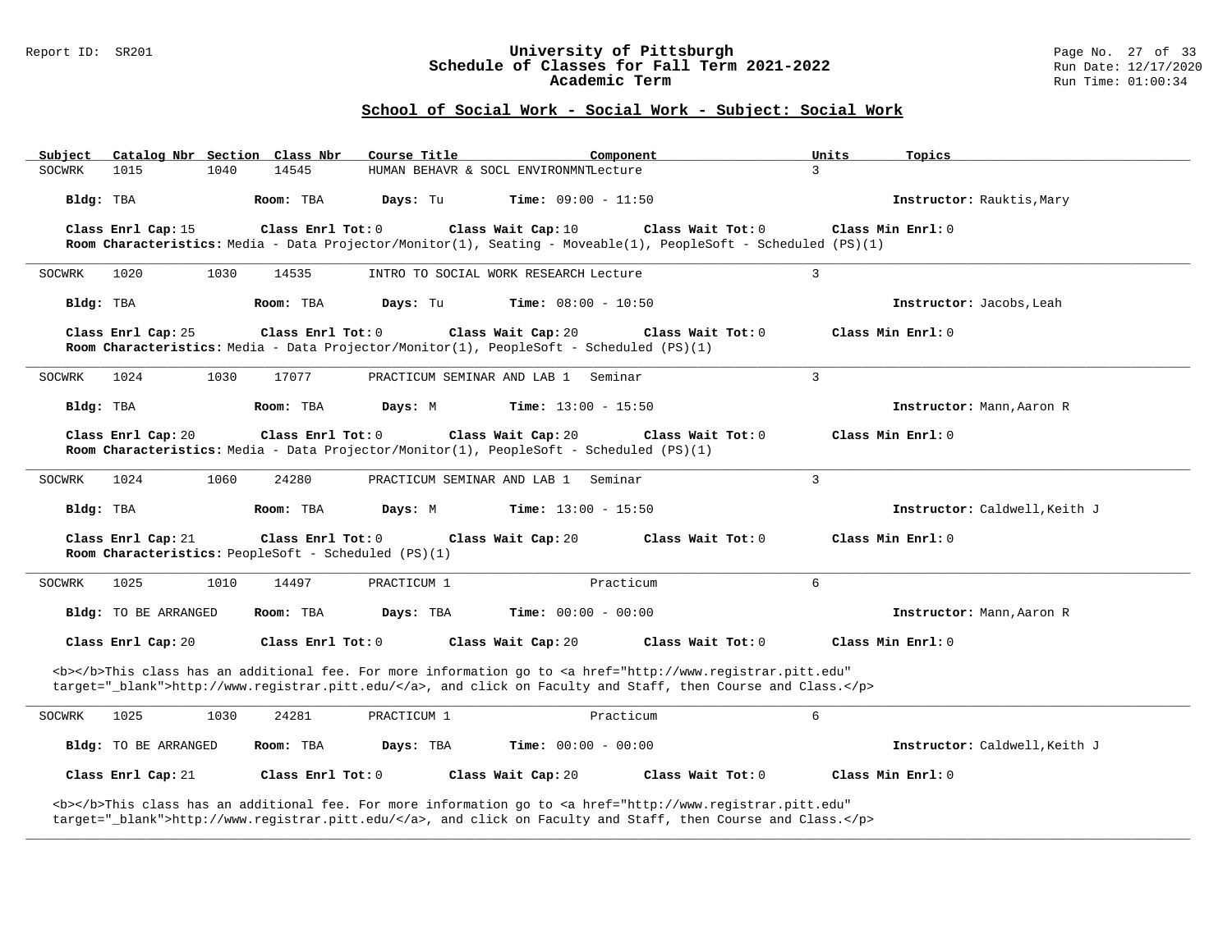## School of Social Work - Social Work - Subject: Social Work

| Subject | Catalog Nbr | Section | Class Nbr | Course Title | Component | Units | Topics |
|---|---|---|---|---|---|---|---|
| SOCWRK | 1015 | 1040 | 14545 | HUMAN BEHAVR & SOCL ENVIRONMNT | Lecture | 3 | |

**Bldg:** TBA **Room:** TBA **Days:** Tu **Time:** 09:00 - 11:50 **Instructor:** Rauktis,Mary

**Class Enrl Cap:** 15 **Class Enrl Tot:** 0 **Class Wait Cap:** 10 **Class Wait Tot:** 0 **Class Min Enrl:** 0

**Room Characteristics:** Media - Data Projector/Monitor(1), Seating - Moveable(1), PeopleSoft - Scheduled (PS)(1)

---

| Subject | Catalog Nbr | Section | Class Nbr | Course Title | Component | Units | Topics |
|---|---|---|---|---|---|---|---|
| SOCWRK | 1020 | 1030 | 14535 | INTRO TO SOCIAL WORK RESEARCH | Lecture | 3 | |

**Bldg:** TBA **Room:** TBA **Days:** Tu **Time:** 08:00 - 10:50 **Instructor:** Jacobs,Leah

**Class Enrl Cap:** 25 **Class Enrl Tot:** 0 **Class Wait Cap:** 20 **Class Wait Tot:** 0 **Class Min Enrl:** 0

**Room Characteristics:** Media - Data Projector/Monitor(1), PeopleSoft - Scheduled (PS)(1)

---

| Subject | Catalog Nbr | Section | Class Nbr | Course Title | Component | Units | Topics |
|---|---|---|---|---|---|---|---|
| SOCWRK | 1024 | 1030 | 17077 | PRACTICUM SEMINAR AND LAB 1 | Seminar | 3 | |

**Bldg:** TBA **Room:** TBA **Days:** M **Time:** 13:00 - 15:50 **Instructor:** Mann,Aaron R

**Class Enrl Cap:** 20 **Class Enrl Tot:** 0 **Class Wait Cap:** 20 **Class Wait Tot:** 0 **Class Min Enrl:** 0

**Room Characteristics:** Media - Data Projector/Monitor(1), PeopleSoft - Scheduled (PS)(1)

---

| Subject | Catalog Nbr | Section | Class Nbr | Course Title | Component | Units | Topics |
|---|---|---|---|---|---|---|---|
| SOCWRK | 1024 | 1060 | 24280 | PRACTICUM SEMINAR AND LAB 1 | Seminar | 3 | |

**Bldg:** TBA **Room:** TBA **Days:** M **Time:** 13:00 - 15:50 **Instructor:** Caldwell,Keith J

**Class Enrl Cap:** 21 **Class Enrl Tot:** 0 **Class Wait Cap:** 20 **Class Wait Tot:** 0 **Class Min Enrl:** 0

**Room Characteristics:** PeopleSoft - Scheduled (PS)(1)

---

| Subject | Catalog Nbr | Section | Class Nbr | Course Title | Component | Units | Topics |
|---|---|---|---|---|---|---|---|
| SOCWRK | 1025 | 1010 | 14497 | PRACTICUM 1 | Practicum | 6 | |

**Bldg:** TO BE ARRANGED **Room:** TBA **Days:** TBA **Time:** 00:00 - 00:00 **Instructor:** Mann,Aaron R

**Class Enrl Cap:** 20 **Class Enrl Tot:** 0 **Class Wait Cap:** 20 **Class Wait Tot:** 0 **Class Min Enrl:** 0

<b></b>This class has an additional fee. For more information go to <a href="http://www.registrar.pitt.edu" target="_blank">http://www.registrar.pitt.edu/</a>, and click on Faculty and Staff, then Course and Class.</p>

---

| Subject | Catalog Nbr | Section | Class Nbr | Course Title | Component | Units | Topics |
|---|---|---|---|---|---|---|---|
| SOCWRK | 1025 | 1030 | 24281 | PRACTICUM 1 | Practicum | 6 | |

**Bldg:** TO BE ARRANGED **Room:** TBA **Days:** TBA **Time:** 00:00 - 00:00 **Instructor:** Caldwell,Keith J

**Class Enrl Cap:** 21 **Class Enrl Tot:** 0 **Class Wait Cap:** 20 **Class Wait Tot:** 0 **Class Min Enrl:** 0

<b></b>This class has an additional fee. For more information go to <a href="http://www.registrar.pitt.edu" target="_blank">http://www.registrar.pitt.edu/</a>, and click on Faculty and Staff, then Course and Class.</p>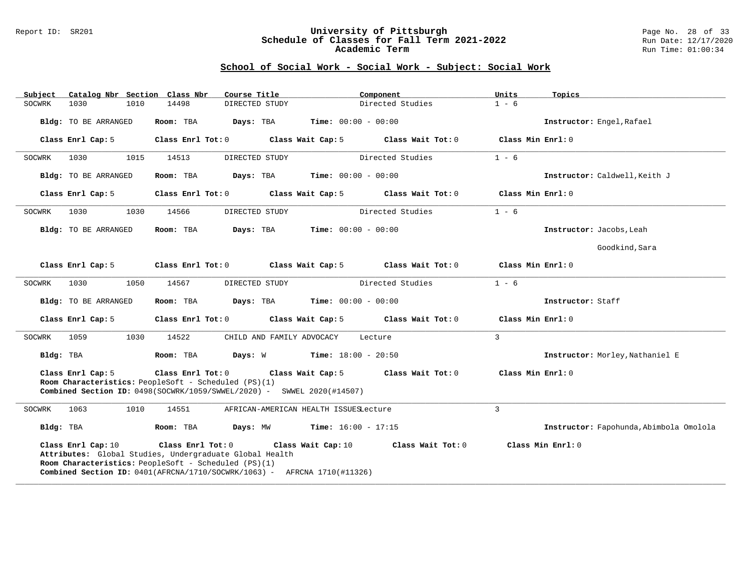## School of Social Work - Social Work - Subject: Social Work

| Subject | Catalog Nbr | Section | Class Nbr | Course Title | Component | Units | Topics |
|---|---|---|---|---|---|---|---|
| SOCWRK | 1030 | 1010 | 14498 | DIRECTED STUDY | Directed Studies | 1 - 6 | |

**Bldg:** TO BE ARRANGED **Room:** TBA **Days:** TBA **Time:** 00:00 - 00:00 **Instructor:** Engel,Rafael

**Class Enrl Cap:** 5 **Class Enrl Tot:** 0 **Class Wait Cap:** 5 **Class Wait Tot:** 0 **Class Min Enrl:** 0

---

| Subject | Catalog Nbr | Section | Class Nbr | Course Title | Component | Units | Topics |
|---|---|---|---|---|---|---|---|
| SOCWRK | 1030 | 1015 | 14513 | DIRECTED STUDY | Directed Studies | 1 - 6 | |

**Bldg:** TO BE ARRANGED **Room:** TBA **Days:** TBA **Time:** 00:00 - 00:00 **Instructor:** Caldwell,Keith J

**Class Enrl Cap:** 5 **Class Enrl Tot:** 0 **Class Wait Cap:** 5 **Class Wait Tot:** 0 **Class Min Enrl:** 0

---

| Subject | Catalog Nbr | Section | Class Nbr | Course Title | Component | Units | Topics |
|---|---|---|---|---|---|---|---|
| SOCWRK | 1030 | 1030 | 14566 | DIRECTED STUDY | Directed Studies | 1 - 6 | |

**Bldg:** TO BE ARRANGED **Room:** TBA **Days:** TBA **Time:** 00:00 - 00:00 **Instructor:** Jacobs,Leah
Goodkind,Sara

**Class Enrl Cap:** 5 **Class Enrl Tot:** 0 **Class Wait Cap:** 5 **Class Wait Tot:** 0 **Class Min Enrl:** 0

---

| Subject | Catalog Nbr | Section | Class Nbr | Course Title | Component | Units | Topics |
|---|---|---|---|---|---|---|---|
| SOCWRK | 1030 | 1050 | 14567 | DIRECTED STUDY | Directed Studies | 1 - 6 | |

**Bldg:** TO BE ARRANGED **Room:** TBA **Days:** TBA **Time:** 00:00 - 00:00 **Instructor:** Staff

**Class Enrl Cap:** 5 **Class Enrl Tot:** 0 **Class Wait Cap:** 5 **Class Wait Tot:** 0 **Class Min Enrl:** 0

---

| Subject | Catalog Nbr | Section | Class Nbr | Course Title | Component | Units | Topics |
|---|---|---|---|---|---|---|---|
| SOCWRK | 1059 | 1030 | 14522 | CHILD AND FAMILY ADVOCACY | Lecture | 3 | |

**Bldg:** TBA **Room:** TBA **Days:** W **Time:** 18:00 - 20:50 **Instructor:** Morley,Nathaniel E

**Class Enrl Cap:** 5 **Class Enrl Tot:** 0 **Class Wait Cap:** 5 **Class Wait Tot:** 0 **Class Min Enrl:** 0
**Room Characteristics:** PeopleSoft - Scheduled (PS)(1)
**Combined Section ID:** 0498(SOCWRK/1059/SWWEL/2020) - SWWEL 2020(#14507)

---

| Subject | Catalog Nbr | Section | Class Nbr | Course Title | Component | Units | Topics |
|---|---|---|---|---|---|---|---|
| SOCWRK | 1063 | 1010 | 14551 | AFRICAN-AMERICAN HEALTH ISSUES | Lecture | 3 | |

**Bldg:** TBA **Room:** TBA **Days:** MW **Time:** 16:00 - 17:15 **Instructor:** Fapohunda,Abimbola Omolola

**Class Enrl Cap:** 10 **Class Enrl Tot:** 0 **Class Wait Cap:** 10 **Class Wait Tot:** 0 **Class Min Enrl:** 0
**Attributes:** Global Studies, Undergraduate Global Health
**Room Characteristics:** PeopleSoft - Scheduled (PS)(1)
**Combined Section ID:** 0401(AFRCNA/1710/SOCWRK/1063) - AFRCNA 1710(#11326)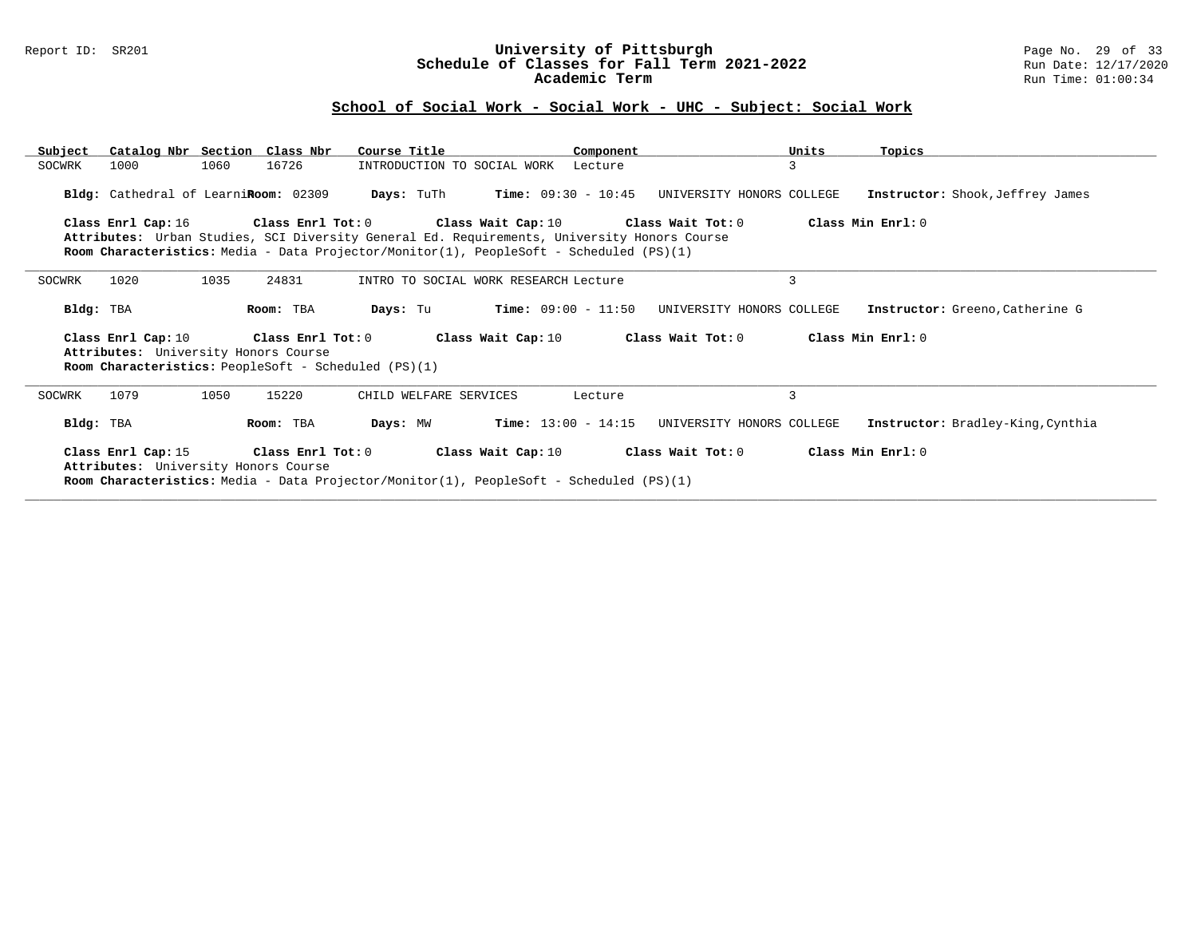## School of Social Work - Social Work - UHC - Subject: Social Work

| Subject | Catalog Nbr | Section | Class Nbr | Course Title | Component | Units | Topics |
|---|---|---|---|---|---|---|---|
| SOCWRK | 1000 | 1060 | 16726 | INTRODUCTION TO SOCIAL WORK | Lecture | 3 | |

**Bldg:** Cathedral of Learni **Room:** 02309 **Days:** TuTh **Time:** 09:30 - 10:45 UNIVERSITY HONORS COLLEGE **Instructor:** Shook,Jeffrey James

**Class Enrl Cap:** 16 **Class Enrl Tot:** 0 **Class Wait Cap:** 10 **Class Wait Tot:** 0 **Class Min Enrl:** 0

**Attributes:** Urban Studies, SCI Diversity General Ed. Requirements, University Honors Course

**Room Characteristics:** Media - Data Projector/Monitor(1), PeopleSoft - Scheduled (PS)(1)

---

| Subject | Catalog Nbr | Section | Class Nbr | Course Title | Component | Units | Topics |
|---|---|---|---|---|---|---|---|
| SOCWRK | 1020 | 1035 | 24831 | INTRO TO SOCIAL WORK RESEARCH | Lecture | 3 | |

**Bldg:** TBA **Room:** TBA **Days:** Tu **Time:** 09:00 - 11:50 UNIVERSITY HONORS COLLEGE **Instructor:** Greeno,Catherine G

**Class Enrl Cap:** 10 **Class Enrl Tot:** 0 **Class Wait Cap:** 10 **Class Wait Tot:** 0 **Class Min Enrl:** 0

**Attributes:** University Honors Course

**Room Characteristics:** PeopleSoft - Scheduled (PS)(1)

---

| Subject | Catalog Nbr | Section | Class Nbr | Course Title | Component | Units | Topics |
|---|---|---|---|---|---|---|---|
| SOCWRK | 1079 | 1050 | 15220 | CHILD WELFARE SERVICES | Lecture | 3 | |

**Bldg:** TBA **Room:** TBA **Days:** MW **Time:** 13:00 - 14:15 UNIVERSITY HONORS COLLEGE **Instructor:** Bradley-King,Cynthia

**Class Enrl Cap:** 15 **Class Enrl Tot:** 0 **Class Wait Cap:** 10 **Class Wait Tot:** 0 **Class Min Enrl:** 0

**Attributes:** University Honors Course

**Room Characteristics:** Media - Data Projector/Monitor(1), PeopleSoft - Scheduled (PS)(1)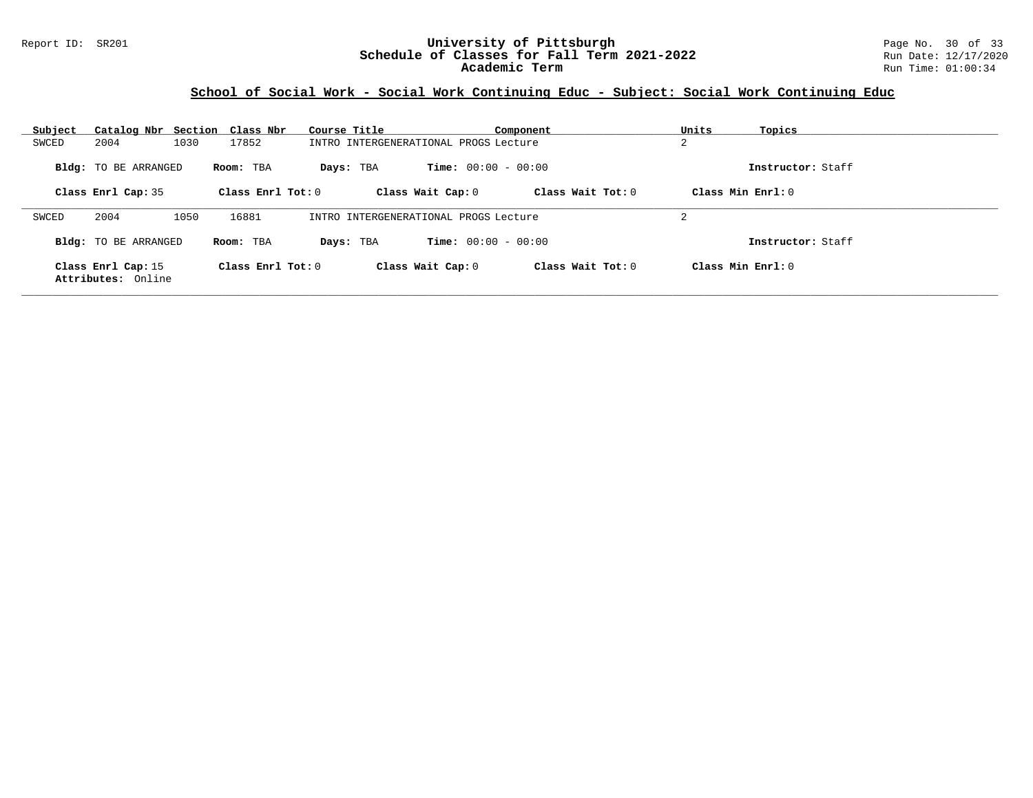## School of Social Work - Social Work Continuing Educ - Subject: Social Work Continuing Educ

| Subject | Catalog Nbr | Section | Class Nbr | Course Title | Component | Units | Topics |
|---|---|---|---|---|---|---|---|
| SWCED | 2004 | 1030 | 17852 | INTRO INTERGENERATIONAL PROGS | Lecture | 2 | |

**Bldg:** TO BE ARRANGED **Room:** TBA **Days:** TBA **Time:** 00:00 - 00:00 **Instructor:** Staff

**Class Enrl Cap:** 35 **Class Enrl Tot:** 0 **Class Wait Cap:** 0 **Class Wait Tot:** 0 **Class Min Enrl:** 0

---

| Subject | Catalog Nbr | Section | Class Nbr | Course Title | Component | Units | Topics |
|---|---|---|---|---|---|---|---|
| SWCED | 2004 | 1050 | 16881 | INTRO INTERGENERATIONAL PROGS | Lecture | 2 | |

**Bldg:** TO BE ARRANGED **Room:** TBA **Days:** TBA **Time:** 00:00 - 00:00 **Instructor:** Staff

**Class Enrl Cap:** 15 **Class Enrl Tot:** 0 **Class Wait Cap:** 0 **Class Wait Tot:** 0 **Class Min Enrl:** 0
**Attributes:** Online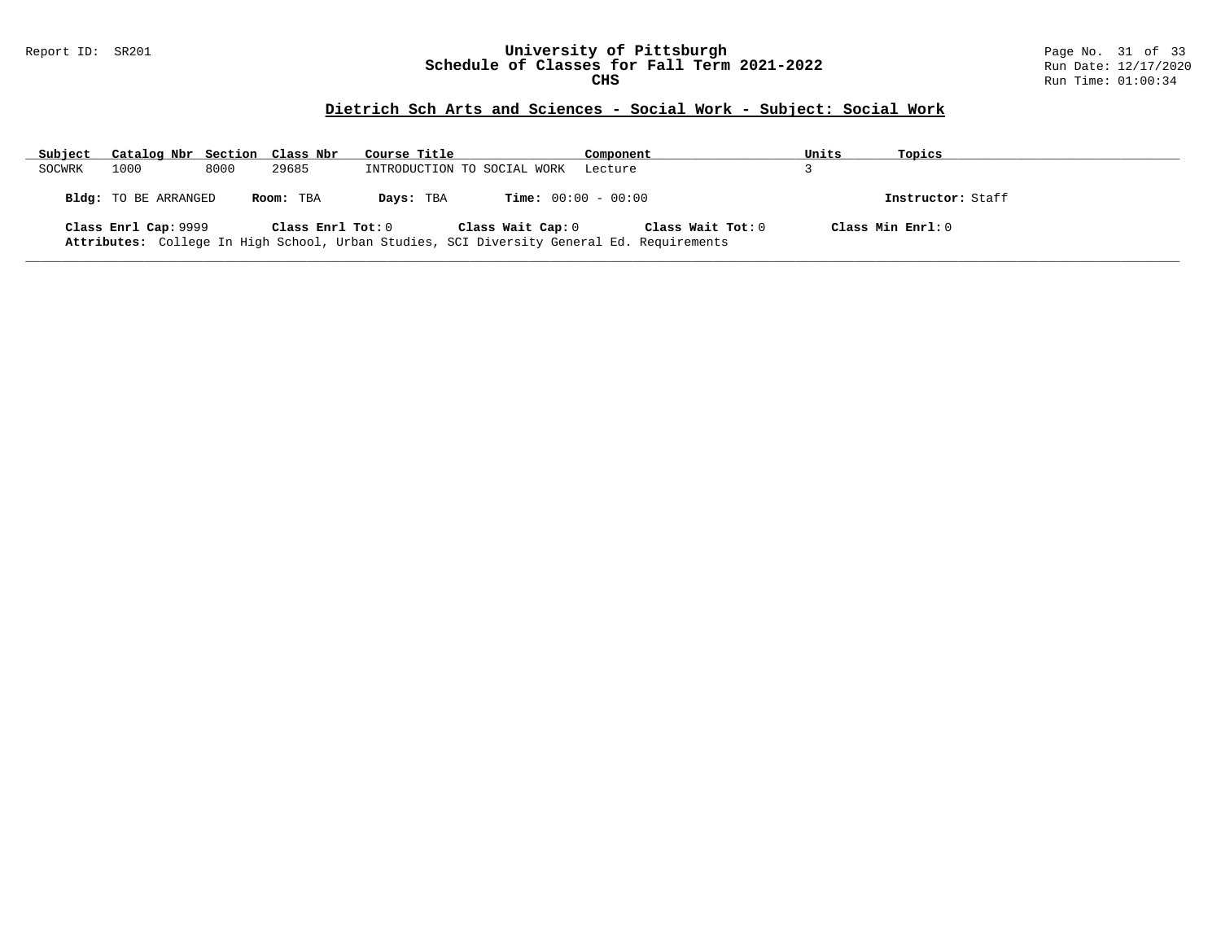## Dietrich Sch Arts and Sciences - Social Work - Subject: Social Work

| Subject | Catalog Nbr | Section | Class Nbr | Course Title | Component | Units | Topics |
|---|---|---|---|---|---|---|---|
| SOCWRK | 1000 | 8000 | 29685 | INTRODUCTION TO SOCIAL WORK | Lecture | 3 | |

**Bldg:** TO BE ARRANGED **Room:** TBA **Days:** TBA **Time:** 00:00 - 00:00 **Instructor:** Staff

**Class Enrl Cap:** 9999 **Class Enrl Tot:** 0 **Class Wait Cap:** 0 **Class Wait Tot:** 0 **Class Min Enrl:** 0

**Attributes:** College In High School, Urban Studies, SCI Diversity General Ed. Requirements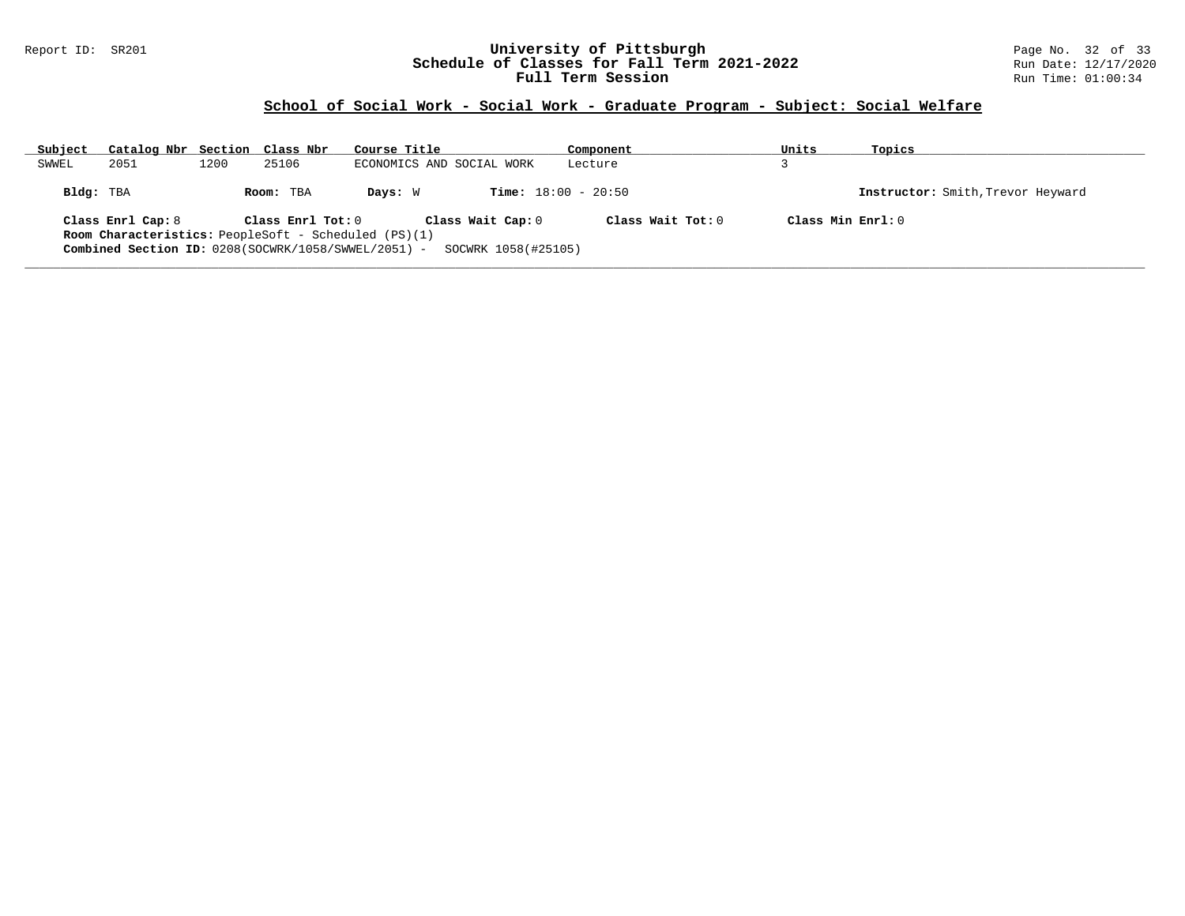## School of Social Work - Social Work - Graduate Program - Subject: Social Welfare

| Subject | Catalog Nbr | Section | Class Nbr | Course Title | Component | Units | Topics |
|---|---|---|---|---|---|---|---|
| SWWEL | 2051 | 1200 | 25106 | ECONOMICS AND SOCIAL WORK | Lecture | 3 | |

**Bldg:** TBA **Room:** TBA **Days:** W **Time:** 18:00 - 20:50 **Instructor:** Smith,Trevor Heyward

**Class Enrl Cap:** 8 **Class Enrl Tot:** 0 **Class Wait Cap:** 0 **Class Wait Tot:** 0 **Class Min Enrl:** 0

**Room Characteristics:** PeopleSoft - Scheduled (PS)(1)

**Combined Section ID:** 0208(SOCWRK/1058/SWWEL/2051) - SOCWRK 1058(#25105)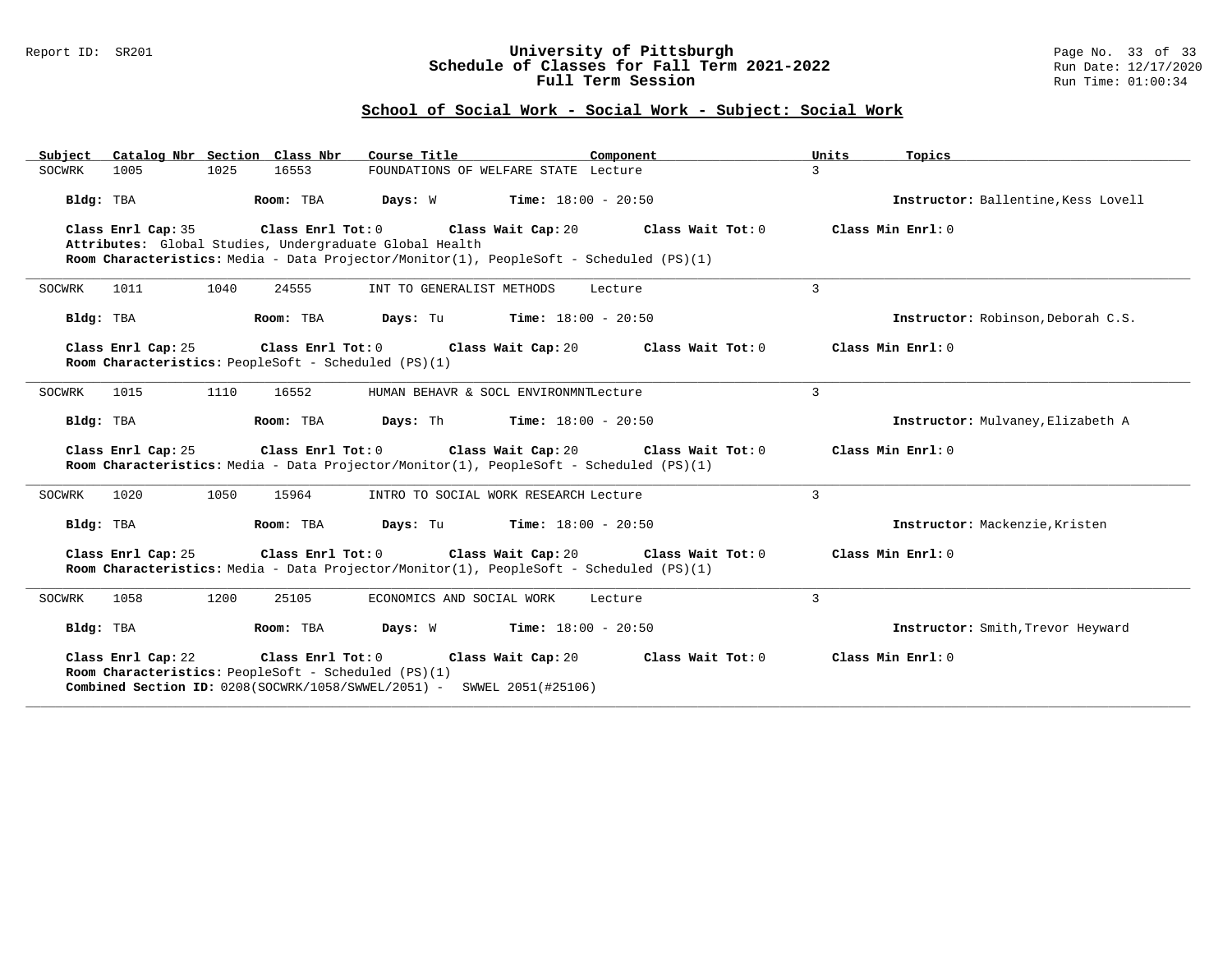## School of Social Work - Social Work - Subject: Social Work

| Subject | Catalog Nbr | Section | Class Nbr | Course Title | Component | Units | Topics |
|---|---|---|---|---|---|---|---|
| SOCWRK | 1005 | 1025 | 16553 | FOUNDATIONS OF WELFARE STATE | Lecture | 3 | |

**Bldg:** TBA **Room:** TBA **Days:** W **Time:** 18:00 - 20:50 **Instructor:** Ballentine,Kess Lovell

**Class Enrl Cap:** 35 **Class Enrl Tot:** 0 **Class Wait Cap:** 20 **Class Wait Tot:** 0 **Class Min Enrl:** 0
**Attributes:** Global Studies, Undergraduate Global Health
**Room Characteristics:** Media - Data Projector/Monitor(1), PeopleSoft - Scheduled (PS)(1)

---

| Subject | Catalog Nbr | Section | Class Nbr | Course Title | Component | Units | Topics |
|---|---|---|---|---|---|---|---|
| SOCWRK | 1011 | 1040 | 24555 | INT TO GENERALIST METHODS | Lecture | 3 | |

**Bldg:** TBA **Room:** TBA **Days:** Tu **Time:** 18:00 - 20:50 **Instructor:** Robinson,Deborah C.S.

**Class Enrl Cap:** 25 **Class Enrl Tot:** 0 **Class Wait Cap:** 20 **Class Wait Tot:** 0 **Class Min Enrl:** 0
**Room Characteristics:** PeopleSoft - Scheduled (PS)(1)

---

| Subject | Catalog Nbr | Section | Class Nbr | Course Title | Component | Units | Topics |
|---|---|---|---|---|---|---|---|
| SOCWRK | 1015 | 1110 | 16552 | HUMAN BEHAVR & SOCL ENVIRONMNT | Lecture | 3 | |

**Bldg:** TBA **Room:** TBA **Days:** Th **Time:** 18:00 - 20:50 **Instructor:** Mulvaney,Elizabeth A

**Class Enrl Cap:** 25 **Class Enrl Tot:** 0 **Class Wait Cap:** 20 **Class Wait Tot:** 0 **Class Min Enrl:** 0
**Room Characteristics:** Media - Data Projector/Monitor(1), PeopleSoft - Scheduled (PS)(1)

---

| Subject | Catalog Nbr | Section | Class Nbr | Course Title | Component | Units | Topics |
|---|---|---|---|---|---|---|---|
| SOCWRK | 1020 | 1050 | 15964 | INTRO TO SOCIAL WORK RESEARCH | Lecture | 3 | |

**Bldg:** TBA **Room:** TBA **Days:** Tu **Time:** 18:00 - 20:50 **Instructor:** Mackenzie,Kristen

**Class Enrl Cap:** 25 **Class Enrl Tot:** 0 **Class Wait Cap:** 20 **Class Wait Tot:** 0 **Class Min Enrl:** 0
**Room Characteristics:** Media - Data Projector/Monitor(1), PeopleSoft - Scheduled (PS)(1)

---

| Subject | Catalog Nbr | Section | Class Nbr | Course Title | Component | Units | Topics |
|---|---|---|---|---|---|---|---|
| SOCWRK | 1058 | 1200 | 25105 | ECONOMICS AND SOCIAL WORK | Lecture | 3 | |

**Bldg:** TBA **Room:** TBA **Days:** W **Time:** 18:00 - 20:50 **Instructor:** Smith,Trevor Heyward

**Class Enrl Cap:** 22 **Class Enrl Tot:** 0 **Class Wait Cap:** 20 **Class Wait Tot:** 0 **Class Min Enrl:** 0
**Room Characteristics:** PeopleSoft - Scheduled (PS)(1)
**Combined Section ID:** 0208(SOCWRK/1058/SWWEL/2051) - SWWEL 2051(#25106)